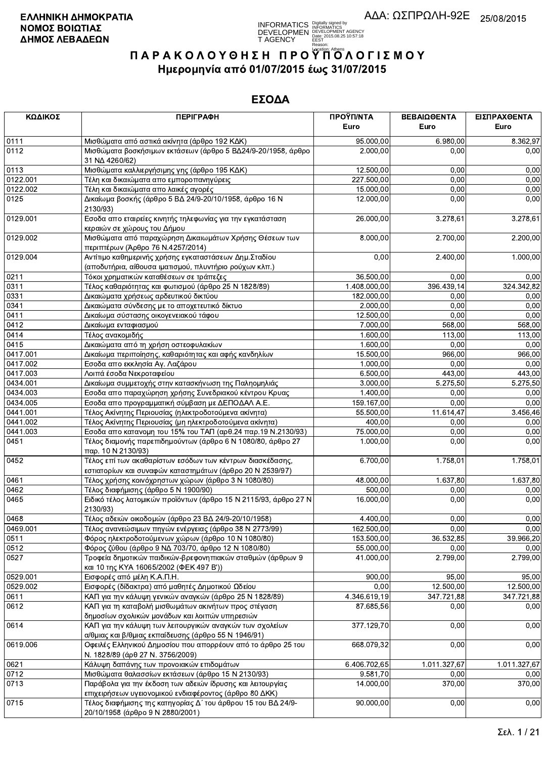**ΕΛΛΗΝΙΚΗ ΔΗΜΟΚΡΑΤΙΑ**
**ΝΟΜΟΣ ΒΟΙΩΤΙΑΣ**
**ΔΗΜΟΣ ΛΕΒΑΔΕΩΝ**

ΑΔΑ: ΩΣΠΡΩΛΗ-92Ε 25/08/2015

# Π Α Ρ Α Κ Ο Λ Ο Υ Θ Η Σ Η   Π Ρ Ο Ϋ Π Ο Λ Ο Γ Ι Σ Μ Ο Υ

## Ημερομηνία από 01/07/2015 έως 31/07/2015

## ΕΣΟΔΑ

| ΚΩΔΙΚΟΣ | ΠΕΡΙΓΡΑΦΗ | ΠΡΟΫΠ/ΝΤΑ Euro | ΒΕΒΑΙΩΘΕΝΤΑ Euro | ΕΙΣΠΡΑΧΘΕΝΤΑ Euro |
|---|---|---|---|---|
| 0111 | Μισθώματα από αστικά ακίνητα (άρθρο 192 ΚΔΚ) | 95.000,00 | 6.980,00 | 8.362,97 |
| 0112 | Μισθώματα βοσκήσιμων εκτάσεων (άρθρο 5 ΒΔ24/9-20/1958, άρθρο 31 ΝΔ 4260/62) | 2.000,00 | 0,00 | 0,00 |
| 0113 | Μισθώματα καλλιεργήσιμης γης (άρθρο 195 ΚΔΚ) | 12.500,00 | 0,00 | 0,00 |
| 0122.001 | Τέλη και δικαιώματα απο εμποροπανηγύρεις | 227.500,00 | 0,00 | 0,00 |
| 0122.002 | Τέλη και δικαιώματα απο λαικές αγορές | 15.000,00 | 0,00 | 0,00 |
| 0125 | Δικαίωμα βοσκής (άρθρο 5 ΒΔ 24/9-20/10/1958, άρθρο 16 Ν 2130/93) | 12.000,00 | 0,00 | 0,00 |
| 0129.001 | Εσοδα απο εταιρείες κινητής τηλεφωνίας για την εγκατάσταση κεραιών σε χώρους του Δήμου | 26.000,00 | 3.278,61 | 3.278,61 |
| 0129.002 | Μισθώματα από παραχώρηση Δικαιωμάτων Χρήσης Θέσεων των περιπτέρων (Άρθρο 76 Ν.4257/2014) | 8.000,00 | 2.700,00 | 2.200,00 |
| 0129.004 | Αντίτιμο καθημερινής χρήσης εγκαταστάσεων Δημ.Σταδίου (αποδυτήρια, αίθουσα ιματισμού, πλυντήριο ρούχων κλπ.) | 0,00 | 2.400,00 | 1.000,00 |
| 0211 | Τόκοι χρηματικών καταθέσεων σε τράπεζες | 36.500,00 | 0,00 | 0,00 |
| 0311 | Τέλος καθαριότητας και φωτισμού (άρθρο 25 Ν 1828/89) | 1.408.000,00 | 396.439,14 | 324.342,82 |
| 0331 | Δικαιώματα χρήσεως αρδευτικού δικτύου | 182.000,00 | 0,00 | 0,00 |
| 0341 | Δικαιώματα σύνδεσης με το αποχετευτικό δίκτυο | 2.000,00 | 0,00 | 0,00 |
| 0411 | Δικαίωμα σύστασης οικογενειακού τάφου | 12.500,00 | 0,00 | 0,00 |
| 0412 | Δικαίωμα ενταφιασμού | 7.000,00 | 568,00 | 568,00 |
| 0414 | Τέλος ανακομιδής | 1.600,00 | 113,00 | 113,00 |
| 0415 | Δικαιώματα από τη χρήση οστεοφυλακίων | 1.600,00 | 0,00 | 0,00 |
| 0417.001 | Δικαίωμα περιποίησης, καθαριότητας και αφής κανδηλίων | 15.500,00 | 966,00 | 966,00 |
| 0417.002 | Εσοδα απο εκκλησία Αγ. Λαζάρου | 1.000,00 | 0,00 | 0,00 |
| 0417.003 | Λοιπά έσοδα Νεκροταφείου | 6.500,00 | 443,00 | 443,00 |
| 0434.001 | Δικαίωμα συμμετοχής στην κατασκήνωση της Παληομηλιάς | 3.000,00 | 5.275,50 | 5.275,50 |
| 0434.003 | Εσοδα απο παραχώρηση χρήσης Συνεδριακού κέντρου Κρυας | 1.400,00 | 0,00 | 0,00 |
| 0434.005 | Εσοδα απο προγραμματική σύμβαση με ΔΕΠΟΔΑΛ Α.Ε. | 159.167,00 | 0,00 | 0,00 |
| 0441.001 | Τέλος Ακίνητης Περιουσίας (ηλεκτροδοτούμενα ακίνητα) | 55.500,00 | 11.614,47 | 3.456,46 |
| 0441.002 | Τέλος Ακίνητης Περιουσίας (μη ηλεκτροδοτούμενα ακίνητα) | 400,00 | 0,00 | 0,00 |
| 0441.003 | Εσοδα απο κατανομη του 15% του ΤΑΠ (αρθ.24 παρ.19 Ν.2130/93) | 75.000,00 | 0,00 | 0,00 |
| 0451 | Τέλος διαμονής παρεπιδημούντων (άρθρο 6 Ν 1080/80, άρθρο 27 παρ. 10 Ν 2130/93) | 1.000,00 | 0,00 | 0,00 |
| 0452 | Τέλος επί των ακαθαρίστων εσόδων των κέντρων διασκέδασης, εστιατορίων και συναφών καταστημάτων (άρθρο 20 Ν 2539/97) | 6.700,00 | 1.758,01 | 1.758,01 |
| 0461 | Τέλος χρήσης κοινόχρηστων χώρων (άρθρο 3 Ν 1080/80) | 48.000,00 | 1.637,80 | 1.637,80 |
| 0462 | Τέλος διαφήμισης (άρθρο 5 Ν 1900/90) | 500,00 | 0,00 | 0,00 |
| 0465 | Ειδικό τέλος λατομικών προϊόντων (άρθρο 15 Ν 2115/93, άρθρο 27 Ν 2130/93) | 16.000,00 | 0,00 | 0,00 |
| 0468 | Τέλος αδειών οικοδομών (άρθρο 23 ΒΔ 24/9-20/10/1958) | 4.400,00 | 0,00 | 0,00 |
| 0469.001 | Τέλος ανανεώσιμων πηγών ενέργειας (άρθρο 38 Ν 2773/99) | 162.500,00 | 0,00 | 0,00 |
| 0511 | Φόρος ηλεκτροδοτούμενων χώρων (άρθρο 10 Ν 1080/80) | 153.500,00 | 36.532,85 | 39.966,20 |
| 0512 | Φόρος ζύθου (άρθρο 9 ΝΔ 703/70, άρθρο 12 Ν 1080/80) | 55.000,00 | 0,00 | 0,00 |
| 0527 | Τροφεία δημοτικών παιδικών-βρεφονηπιακών σταθμών (άρθρων 9 και 10 της ΚΥΑ 16065/2002 (ΦΕΚ 497 Β')) | 41.000,00 | 2.799,00 | 2.799,00 |
| 0529.001 | Εισφορές από μέλη Κ.Α.Π.Η. | 900,00 | 95,00 | 95,00 |
| 0529.002 | Εισφορές (δίδακτρα) από μαθητές Δημοτικού Ωδείου | 0,00 | 12.500,00 | 12.500,00 |
| 0611 | ΚΑΠ για την κάλυψη γενικών αναγκών (άρθρο 25 Ν 1828/89) | 4.346.619,19 | 347.721,88 | 347.721,88 |
| 0612 | ΚΑΠ για τη καταβολή μισθωμάτων ακινήτων προς στέγαση δημοσίων σχολικών μονάδων και λοιπών υπηρεσιών | 87.685,56 | 0,00 | 0,00 |
| 0614 | ΚΑΠ για την κάλυψη των λειτουργικών αναγκών των σχολείων α/θμιας και β/θμιας εκπαίδευσης (άρθρο 55 Ν 1946/91) | 377.129,70 | 0,00 | 0,00 |
| 0619.006 | Οφειλές Ελληνικού Δημοσίου που απορρέουν από το άρθρο 25 του Ν. 1828/89 (άρθ 27 Ν. 3756/2009) | 668.079,32 | 0,00 | 0,00 |
| 0621 | Κάλυψη δαπάνης των προνοιακών επιδομάτων | 6.406.702,65 | 1.011.327,67 | 1.011.327,67 |
| 0712 | Μισθώματα θαλασσίων εκτάσεων (άρθρο 15 Ν 2130/93) | 9.581,70 | 0,00 | 0,00 |
| 0713 | Παράβολα για την έκδοση των αδειών ίδρυσης και λειτουργίας επιχειρήσεων υγειονομικού ενδιαφέροντος (άρθρο 80 ΔΚΚ) | 14.000,00 | 370,00 | 370,00 |
| 0715 | Τέλος διαφήμισης της κατηγορίας Δ΄ του άρθρου 15 του ΒΔ 24/9-20/10/1958 (άρθρο 9 Ν 2880/2001) | 90.000,00 | 0,00 | 0,00 |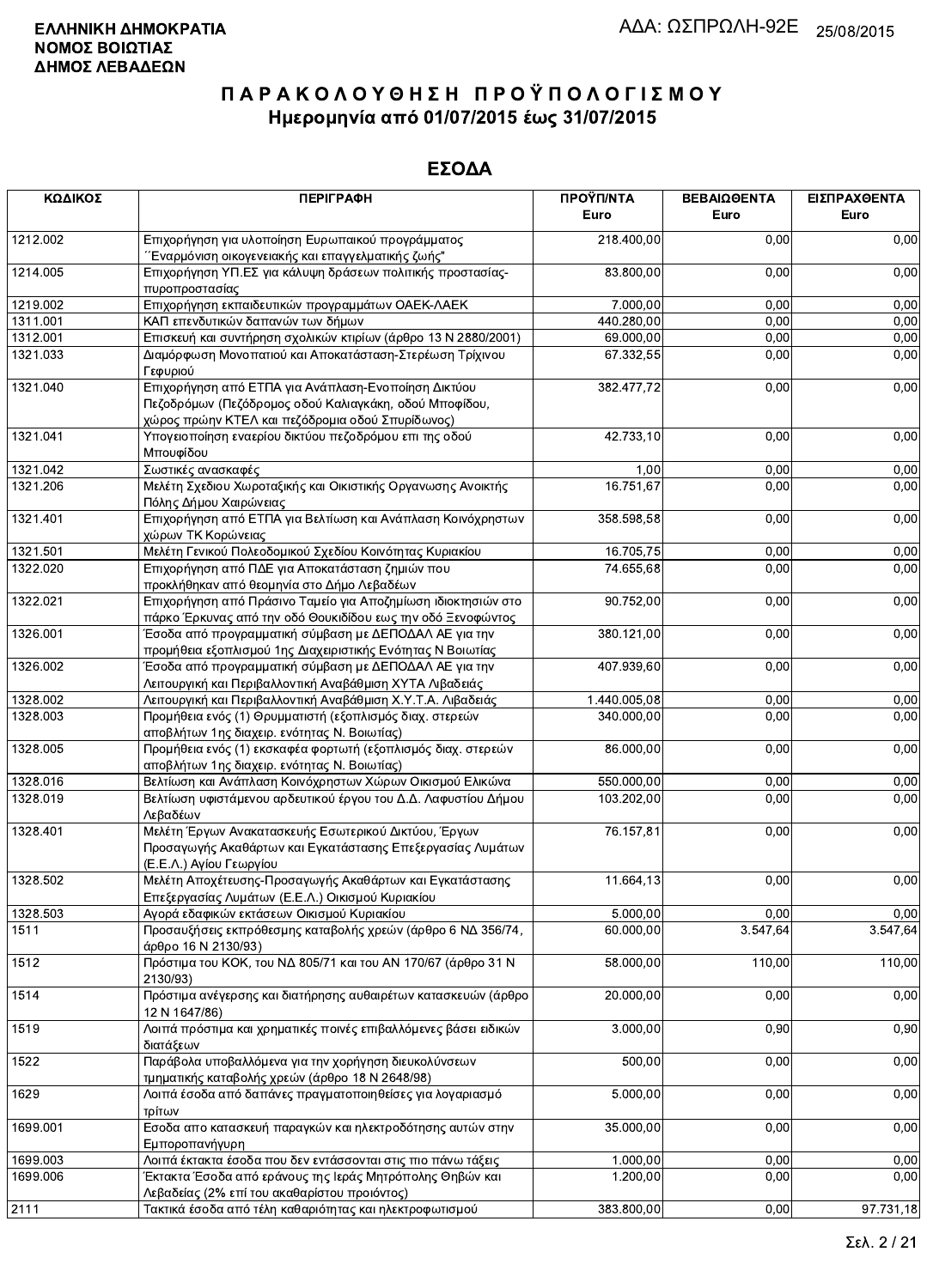ΕΛΛΗΝΙΚΗ ΔΗΜΟΚΡΑΤΙΑ
ΝΟΜΟΣ ΒΟΙΩΤΙΑΣ
ΔΗΜΟΣ ΛΕΒΑΔΕΩΝ

ΑΔΑ: ΩΣΠΡΩΛΗ-92Ε 25/08/2015

# Π Α Ρ Α Κ Ο Λ Ο Υ Θ Η Σ Η  Π Ρ Ο Ϋ Π Ο Λ Ο Γ Ι Σ Μ Ο Υ
## Ημερομηνία από 01/07/2015 έως 31/07/2015

## ΕΣΟΔΑ

| ΚΩΔΙΚΟΣ | ΠΕΡΙΓΡΑΦΗ | ΠΡΟΫΠ/ΝΤΑ Euro | ΒΕΒΑΙΩΘΕΝΤΑ Euro | ΕΙΣΠΡΑΧΘΕΝΤΑ Euro |
|---|---|---|---|---|
| 1212.002 | Επιχορήγηση για υλοποίηση Ευρωπαικού προγράμματος ΄΄Εναρμόνιση οικογενειακής και επαγγελματικής ζωής" | 218.400,00 | 0,00 | 0,00 |
| 1214.005 | Επιχορήγηση ΥΠ.ΕΣ για κάλυψη δράσεων πολιτικής προστασίας-πυροπροστασίας | 83.800,00 | 0,00 | 0,00 |
| 1219.002 | Επιχορήγηση εκπαιδευτικών προγραμμάτων ΟΑΕΚ-ΛΑΕΚ | 7.000,00 | 0,00 | 0,00 |
| 1311.001 | ΚΑΠ επενδυτικών δαπανών των δήμων | 440.280,00 | 0,00 | 0,00 |
| 1312.001 | Επισκευή και συντήρηση σχολικών κτιρίων (άρθρο 13 Ν 2880/2001) | 69.000,00 | 0,00 | 0,00 |
| 1321.033 | Διαμόρφωση Μονοπατιού και Αποκατάσταση-Στερέωση Τρίχινου Γεφυριού | 67.332,55 | 0,00 | 0,00 |
| 1321.040 | Επιχορήγηση από ΕΤΠΑ για Ανάπλαση-Ενοποίηση Δικτύου Πεζοδρόμων (Πεζόδρομος οδού Καλιαγκάκη, οδού Μποφίδου, χώρος πρώην ΚΤΕΛ και πεζόδρομια οδού Σπυρίδωνος) | 382.477,72 | 0,00 | 0,00 |
| 1321.041 | Υπογειοποίηση εναερίου δικτύου πεζοδρόμου επι της οδού Μπουφίδου | 42.733,10 | 0,00 | 0,00 |
| 1321.042 | Σωστικές ανασκαφές | 1,00 | 0,00 | 0,00 |
| 1321.206 | Μελέτη Σχεδίου Χωροταξικής και Οικιστικής Οργανωσης Ανοικτής Πόλης Δήμου Χαιρώνειας | 16.751,67 | 0,00 | 0,00 |
| 1321.401 | Επιχορήγηση από ΕΤΠΑ για Βελτίωση και Ανάπλαση Κοινόχρηστων χώρων ΤΚ Κορώνειας | 358.598,58 | 0,00 | 0,00 |
| 1321.501 | Μελέτη Γενικού Πολεοδομικού Σχεδίου Κοινότητας Κυριακίου | 16.705,75 | 0,00 | 0,00 |
| 1322.020 | Επιχορήγηση από ΠΔΕ για Αποκατάσταση ζημιών που προκλήθηκαν από θεομηνία στο Δήμο Λεβαδέων | 74.655,68 | 0,00 | 0,00 |
| 1322.021 | Επιχορήγηση από Πράσινο Ταμείο για Αποζημίωση ιδιοκτησιών στο πάρκο Έρκυνας από την οδό Θουκιδίδου εως την οδό Ξενοφώντος | 90.752,00 | 0,00 | 0,00 |
| 1326.001 | Έσοδα από προγραμματική σύμβαση με ΔΕΠΟΔΑΛ ΑΕ για την προμήθεια εξοπλισμού 1ης Διαχειριστικής Ενότητας Ν Βοιωτίας | 380.121,00 | 0,00 | 0,00 |
| 1326.002 | Έσοδα από προγραμματική σύμβαση με ΔΕΠΟΔΑΛ ΑΕ για την Λειτουργική και Περιβαλλοντική Αναβάθμιση ΧΥΤΑ Λιβαδειάς | 407.939,60 | 0,00 | 0,00 |
| 1328.002 | Λειτουργική και Περιβαλλοντική Αναβάθμιση Χ.Υ.Τ.Α. Λιβαδειάς | 1.440.005,08 | 0,00 | 0,00 |
| 1328.003 | Προμήθεια ενός (1) Θρυμματιστή (εξοπλισμός διαχ. στερεών αποβλήτων 1ης διαχειρ. ενότητας Ν. Βοιωτίας) | 340.000,00 | 0,00 | 0,00 |
| 1328.005 | Προμήθεια ενός (1) εκσκαφέα φορτωτή (εξοπλισμός διαχ. στερεών αποβλήτων 1ης διαχειρ. ενότητας Ν. Βοιωτίας) | 86.000,00 | 0,00 | 0,00 |
| 1328.016 | Βελτίωση και Ανάπλαση Κοινόχρηστων Χώρων Οικισμού Ελικώνα | 550.000,00 | 0,00 | 0,00 |
| 1328.019 | Βελτίωση υφιστάμενου αρδευτικού έργου του Δ.Δ. Λαφυστίου Δήμου Λεβαδέων | 103.202,00 | 0,00 | 0,00 |
| 1328.401 | Μελέτη Έργων Ανακατασκευής Εσωτερικού Δικτύου, Έργων Προσαγωγής Ακαθάρτων και Εγκατάστασης Επεξεργασίας Λυμάτων (Ε.Ε.Λ.) Αγίου Γεωργίου | 76.157,81 | 0,00 | 0,00 |
| 1328.502 | Μελέτη Αποχέτευσης-Προσαγωγής Ακαθάρτων και Εγκατάστασης Επεξεργασίας Λυμάτων (Ε.Ε.Λ.) Οικισμού Κυριακίου | 11.664,13 | 0,00 | 0,00 |
| 1328.503 | Αγορά εδαφικών εκτάσεων Οικισμού Κυριακίου | 5.000,00 | 0,00 | 0,00 |
| 1511 | Προσαυξήσεις εκπρόθεσμης καταβολής χρεών (άρθρο 6 ΝΔ 356/74, άρθρο 16 Ν 2130/93) | 60.000,00 | 3.547,64 | 3.547,64 |
| 1512 | Πρόστιμα του ΚΟΚ, του ΝΔ 805/71 και του ΑΝ 170/67 (άρθρο 31 Ν 2130/93) | 58.000,00 | 110,00 | 110,00 |
| 1514 | Πρόστιμα ανέγερσης και διατήρησης αυθαιρέτων κατασκευών (άρθρο 12 Ν 1647/86) | 20.000,00 | 0,00 | 0,00 |
| 1519 | Λοιπά πρόστιμα και χρηματικές ποινές επιβαλλόμενες βάσει ειδικών διατάξεων | 3.000,00 | 0,90 | 0,90 |
| 1522 | Παράβολα υποβαλλόμενα για την χορήγηση διευκολύνσεων τμηματικής καταβολής χρεών (άρθρο 18 Ν 2648/98) | 500,00 | 0,00 | 0,00 |
| 1629 | Λοιπά έσοδα από δαπάνες πραγματοποιηθείσες για λογαριασμό τρίτων | 5.000,00 | 0,00 | 0,00 |
| 1699.001 | Εσοδα απο κατασκευή παραγκών και ηλεκτροδότησης αυτών στην Εμποροπανήγυρη | 35.000,00 | 0,00 | 0,00 |
| 1699.003 | Λοιπά έκτακτα έσοδα που δεν εντάσσονται στις πιο πάνω τάξεις | 1.000,00 | 0,00 | 0,00 |
| 1699.006 | Έκτακτα Έσοδα από εράνους της Ιεράς Μητρόπολης Θηβών και Λεβαδείας (2% επί του ακαθαρίστου προιόντος) | 1.200,00 | 0,00 | 0,00 |
| 2111 | Τακτικά έσοδα από τέλη καθαριότητας και ηλεκτροφωτισμού | 383.800,00 | 0,00 | 97.731,18 |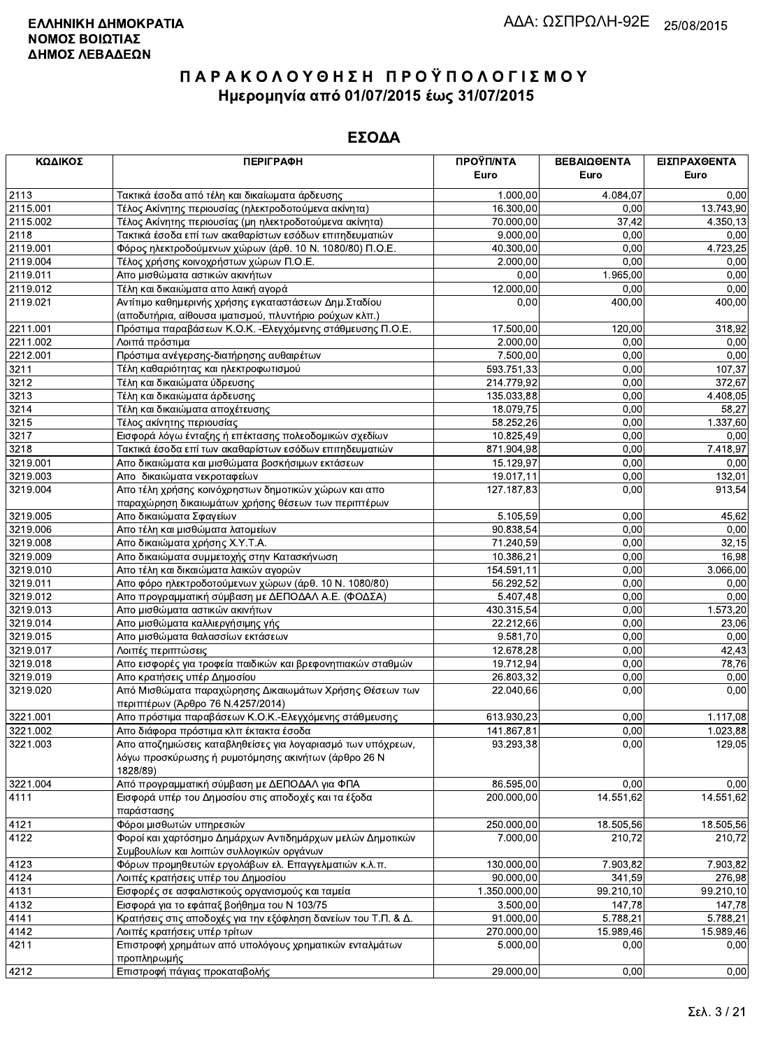**ΕΛΛΗΝΙΚΗ ΔΗΜΟΚΡΑΤΙΑ**
**ΝΟΜΟΣ ΒΟΙΩΤΙΑΣ**
**ΔΗΜΟΣ ΛΕΒΑΔΕΩΝ**

ΑΔΑ: ΩΣΠΡΩΛΗ-92Ε 25/08/2015

# ΠΑΡΑΚΟΛΟΥΘΗΣΗ ΠΡΟΫΠΟΛΟΓΙΣΜΟΥ

## Ημερομηνία από 01/07/2015 έως 31/07/2015

## ΕΣΟΔΑ

| ΚΩΔΙΚΟΣ | ΠΕΡΙΓΡΑΦΗ | ΠΡΟΫΠ/ΝΤΑ Euro | ΒΕΒΑΙΩΘΕΝΤΑ Euro | ΕΙΣΠΡΑΧΘΕΝΤΑ Euro |
|---|---|---|---|---|
| 2113 | Τακτικά έσοδα από τέλη και δικαίωματα άρδευσης | 1.000,00 | 4.084,07 | 0,00 |
| 2115.001 | Τέλος Ακίνητης περιουσίας (ηλεκτροδοτούμενα ακίνητα) | 16.300,00 | 0,00 | 13.743,90 |
| 2115.002 | Τέλος Ακίνητης περιουσίας (μη ηλεκτροδοτούμενα ακίνητα) | 70.000,00 | 37,42 | 4.350,13 |
| 2118 | Τακτικά έσοδα επί των ακαθαρίστων εσόδων επιτηδευματιών | 9.000,00 | 0,00 | 0,00 |
| 2119.001 | Φόρος ηλεκτροδοτούμενων χώρων (άρθ. 10 Ν. 1080/80) Π.Ο.Ε. | 40.300,00 | 0,00 | 4.723,25 |
| 2119.004 | Τέλος χρήσης κοινοχρήστων χώρων Π.Ο.Ε. | 2.000,00 | 0,00 | 0,00 |
| 2119.011 | Απο μισθώματα αστικών ακινήτων | 0,00 | 1.965,00 | 0,00 |
| 2119.012 | Τέλη και δικαιώματα απο λαική αγορά | 12.000,00 | 0,00 | 0,00 |
| 2119.021 | Αντίτιμο καθημερινής χρήσης εγκαταστάσεων Δημ.Σταδίου (αποδυτήρια, αίθουσα ιματισμού, πλυντήριο ρούχων κλπ.) | 0,00 | 400,00 | 400,00 |
| 2211.001 | Πρόστιμα παραβάσεων Κ.Ο.Κ. -Ελεγχόμενης στάθμευσης Π.Ο.Ε. | 17.500,00 | 120,00 | 318,92 |
| 2211.002 | Λοιπά πρόστιμα | 2.000,00 | 0,00 | 0,00 |
| 2212.001 | Πρόστιμα ανέγερσης-διατήρησης αυθαιρέτων | 7.500,00 | 0,00 | 0,00 |
| 3211 | Τέλη καθαριότητας και ηλεκτροφωτισμού | 593.751,33 | 0,00 | 107,37 |
| 3212 | Τέλη και δικαιώματα ύδρευσης | 214.779,92 | 0,00 | 372,67 |
| 3213 | Τέλη και δικαιώματα άρδευσης | 135.033,88 | 0,00 | 4.408,05 |
| 3214 | Τέλη και δικαιώματα αποχέτευσης | 18.079,75 | 0,00 | 58,27 |
| 3215 | Τέλος ακίνητης περιουσίας | 58.252,26 | 0,00 | 1.337,60 |
| 3217 | Εισφορά λόγω ένταξης ή επέκτασης πολεοδομικών σχεδίων | 10.825,49 | 0,00 | 0,00 |
| 3218 | Τακτικά έσοδα επί των ακαθαρίστων εσόδων επιτηδευματιών | 871.904,98 | 0,00 | 7.418,97 |
| 3219.001 | Απο δικαιώματα και μισθώματα βοσκήσιμων εκτάσεων | 15.129,97 | 0,00 | 0,00 |
| 3219.003 | Απο δικαιώματα νεκροταφείων | 19.017,11 | 0,00 | 132,01 |
| 3219.004 | Απο τέλη χρήσης κοινόχρηστων δημοτικών χώρων και απο παραχώρηση δικαιωμάτων χρήσης θέσεων των περιπτέρων | 127.187,83 | 0,00 | 913,54 |
| 3219.005 | Απο δικαιώματα Σφαγείων | 5.105,59 | 0,00 | 45,62 |
| 3219.006 | Απο τέλη και μισθώματα λατομείων | 90.838,54 | 0,00 | 0,00 |
| 3219.008 | Απο δικαιώματα χρήσης Χ.Υ.Τ.Α. | 71.240,59 | 0,00 | 32,15 |
| 3219.009 | Απο δικαιώματα συμμετοχής στην Κατασκήνωση | 10.386,21 | 0,00 | 16,98 |
| 3219.010 | Απο τέλη και δικαιώματα λαικών αγορών | 154.591,11 | 0,00 | 3.066,00 |
| 3219.011 | Απο φόρο ηλεκτροδοτούμενων χώρων (άρθ. 10 Ν. 1080/80) | 56.292,52 | 0,00 | 0,00 |
| 3219.012 | Απο προγραμματική σύμβαση με ΔΕΠΟΔΑΛ Α.Ε. (ΦΟΔΣΑ) | 5.407,48 | 0,00 | 0,00 |
| 3219.013 | Απο μισθώματα αστικών ακινήτων | 430.315,54 | 0,00 | 1.573,20 |
| 3219.014 | Απο μισθώματα καλλιεργήσιμης γής | 22.212,66 | 0,00 | 23,06 |
| 3219.015 | Απο μισθώματα θαλασσίων εκτάσεων | 9.581,70 | 0,00 | 0,00 |
| 3219.017 | Λοιπές περιπτώσεις | 12.678,28 | 0,00 | 42,43 |
| 3219.018 | Απο εισφορές για τροφεία παιδικών και βρεφονηπιακών σταθμών | 19.712,94 | 0,00 | 78,76 |
| 3219.019 | Απο κρατήσεις υπέρ Δημοσίου | 26.803,32 | 0,00 | 0,00 |
| 3219.020 | Από Μισθώματα παραχώρησης Δικαιωμάτων Χρήσης Θέσεων των περιπτέρων (Άρθρο 76 Ν.4257/2014) | 22.040,66 | 0,00 | 0,00 |
| 3221.001 | Απο πρόστιμα παραβάσεων Κ.Ο.Κ.-Ελεγχόμενης στάθμευσης | 613.930,23 | 0,00 | 1.117,08 |
| 3221.002 | Απο διάφορα πρόστιμα κλπ έκτακτα έσοδα | 141.867,81 | 0,00 | 1.023,88 |
| 3221.003 | Απο αποζημιώσεις καταβληθείσες για λογαριασμό των υπόχρεων, λόγω προσκύρωσης ή ρυμοτόμησης ακινήτων (άρθρο 26 Ν 1828/89) | 93.293,38 | 0,00 | 129,05 |
| 3221.004 | Από προγραμματική σύμβαση με ΔΕΠΟΔΑΛ για ΦΠΑ | 86.595,00 | 0,00 | 0,00 |
| 4111 | Εισφορά υπέρ του Δημοσίου στις αποδοχές και τα έξοδα παράστασης | 200.000,00 | 14.551,62 | 14.551,62 |
| 4121 | Φόροι μισθωτών υπηρεσιών | 250.000,00 | 18.505,56 | 18.505,56 |
| 4122 | Φοροί και χαρτόσημο Δημάρχων Αντιδημάρχων μελών Δημοτικών Συμβουλίων και λοιπών συλλογικών οργάνων | 7.000,00 | 210,72 | 210,72 |
| 4123 | Φόρων προμηθευτών εργολάβων ελ. Επαγγελματιών κ.λ.π. | 130.000,00 | 7.903,82 | 7.903,82 |
| 4124 | Λοιπές κρατήσεις υπέρ του Δημοσίου | 90.000,00 | 341,59 | 276,98 |
| 4131 | Εισφορές σε ασφαλιστικούς οργανισμούς και ταμεία | 1.350.000,00 | 99.210,10 | 99.210,10 |
| 4132 | Εισφορά για το εφάπαξ βοήθημα του Ν 103/75 | 3.500,00 | 147,78 | 147,78 |
| 4141 | Κρατήσεις στις αποδοχές για την εξόφληση δανείων του Τ.Π. & Δ. | 91.000,00 | 5.788,21 | 5.788,21 |
| 4142 | Λοιπές κρατήσεις υπέρ τρίτων | 270.000,00 | 15.989,46 | 15.989,46 |
| 4211 | Επιστροφή χρημάτων από υπολόγους χρηματικών ενταλμάτων προπληρωμής | 5.000,00 | 0,00 | 0,00 |
| 4212 | Επιστροφή πάγιας προκαταβολής | 29.000,00 | 0,00 | 0,00 |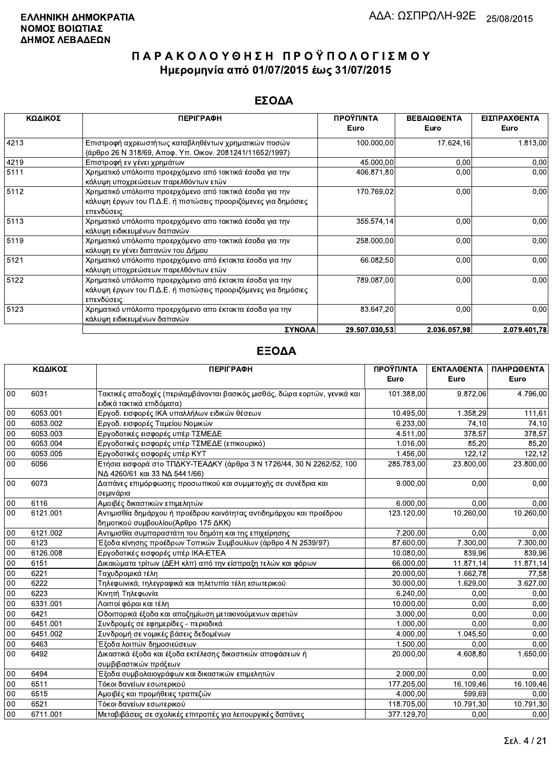**ΕΛΛΗΝΙΚΗ ΔΗΜΟΚΡΑΤΙΑ**
**ΝΟΜΟΣ ΒΟΙΩΤΙΑΣ**
**ΔΗΜΟΣ ΛΕΒΑΔΕΩΝ**

ΑΔΑ: ΩΣΠΡΩΛΗ-92Ε 25/08/2015

# ΠΑΡΑΚΟΛΟΥΘΗΣΗ ΠΡΟΫΠΟΛΟΓΙΣΜΟΥ
## Ημερομηνία από 01/07/2015 έως 31/07/2015

## ΕΣΟΔΑ

| ΚΩΔΙΚΟΣ | ΠΕΡΙΓΡΑΦΗ | ΠΡΟΫΠ/ΝΤΑ Euro | ΒΕΒΑΙΩΘΕΝΤΑ Euro | ΕΙΣΠΡΑΧΘΕΝΤΑ Euro |
|---|---|---|---|---|
| 4213 | Επιστροφή αχρεωστήτως καταβληθέντων χρηματικών ποσών (άρθρο 26 Ν 318/69, Αποφ. Υπ. Οικον. 2081241/11652/1997) | 100.000,00 | 17.624,16 | 1.813,00 |
| 4219 | Επιστροφή εν γένει χρημάτων | 45.000,00 | 0,00 | 0,00 |
| 5111 | Χρηματικό υπόλοιπο προερχόμενο από τακτικά έσοδα για την κάλυψη υποχρεώσεων παρελθόντων ετών | 406.871,80 | 0,00 | 0,00 |
| 5112 | Χρηματικό υπόλοιπο προερχόμενο από τακτικά έσοδα για την κάλυψη έργων του Π.Δ.Ε. ή πιστώσεις προοριζόμενες για δημόσιες επενδύσεις | 170.769,02 | 0,00 | 0,00 |
| 5113 | Χρηματικό υπόλοιπο προερχόμενο απο τακτικά έσοδα για την κάλυψη ειδικευμένων δαπανών | 355.574,14 | 0,00 | 0,00 |
| 5119 | Χρηματικό υπόλοιπο προερχόμενο απο τακτικά έσοδα για την κάλυψη εν γένει δαπανών του Δήμου | 258.000,00 | 0,00 | 0,00 |
| 5121 | Χρηματικό υπόλοιπο προερχόμενο από έκτακτα έσοδα για την κάλυψη υποχρεώσεων παρελθόντων ετών | 66.082,50 | 0,00 | 0,00 |
| 5122 | Χρηματικό υπόλοιπο προερχόμενο από έκτακτα έσοδα για την κάλυψη έργων του Π.Δ.Ε. ή πιστώσεις προοριζόμενες για δημόσιες επενδύσεις | 789.087,00 | 0,00 | 0,00 |
| 5123 | Χρηματικό υπόλοιπο προερχόμενο απο έκτακτα έσοδα για την κάλυψη ειδικευμένων δαπανών | 83.647,20 | 0,00 | 0,00 |
| | **ΣΥΝΟΛΑ** | **29.507.030,53** | **2.036.057,98** | **2.079.401,78** |

## ΕΞΟΔΑ

| ΚΩΔΙΚΟΣ | | ΠΕΡΙΓΡΑΦΗ | ΠΡΟΫΠ/ΝΤΑ Euro | ΕΝΤΑΛΘΕΝΤΑ Euro | ΠΛΗΡΩΘΕΝΤΑ Euro |
|---|---|---|---|---|---|
| 00 | 6031 | Τακτικές αποδοχές (περιλαμβάνονται βασικός μισθός, δώρα εορτών, γενικά και ειδικά τακτικά επιδόματα) | 101.388,00 | 9.872,06 | 4.796,00 |
| 00 | 6053.001 | Εργοδ. εισφορές ΙΚΑ υπαλλήλων ειδικών θέσεων | 10.495,00 | 1.358,29 | 111,61 |
| 00 | 6053.002 | Εργοδ. εισφορές Ταμείου Νομικών | 6.233,00 | 74,10 | 74,10 |
| 00 | 6053.003 | Εργοδοτικές εισφορές υπέρ ΤΣΜΕΔΕ | 4.511,00 | 378,57 | 378,57 |
| 00 | 6053.004 | Εργοδοτικές εισφορές υπέρ ΤΣΜΕΔΕ (επικουρικό) | 1.016,00 | 85,20 | 85,20 |
| 00 | 6053.005 | Εργοδοτικές εισφορές υπέρ ΚΥΤ | 1.456,00 | 122,12 | 122,12 |
| 00 | 6056 | Ετήσια εισφορά στο ΤΠΔΚΥ-ΤΕΑΔΚΥ (άρθρα 3 Ν 1726/44, 30 Ν 2262/52, 100 ΝΔ 4260/61 και 33 ΝΔ 5441/66) | 285.783,00 | 23.800,00 | 23.800,00 |
| 00 | 6073 | Δαπάνες επιμόρφωσης προσωπικού και συμμετοχής σε συνέδρια και σεμινάρια | 9.000,00 | 0,00 | 0,00 |
| 00 | 6116 | Αμοιβές δικαστικών επιμελητών | 6.000,00 | 0,00 | 0,00 |
| 00 | 6121.001 | Αντιμισθία δημάρχου ή προέδρου κοινότητας αντιδημάρχου και προέδρου δημοτικού συμβουλίου(Άρθρο 175 ΔΚΚ) | 123.120,00 | 10.260,00 | 10.260,00 |
| 00 | 6121.002 | Αντιμισθία συμπαραστάτη του δημότη και της επιχείρησης | 7.200,00 | 0,00 | 0,00 |
| 00 | 6123 | Έξοδα κίνησης προέδρων Τοπικών Συμβουλίων (άρθρο 4 Ν 2539/97) | 87.600,00 | 7.300,00 | 7.300,00 |
| 00 | 6126.008 | Εργοδοτικές εισφορές υπέρ ΙΚΑ-ΕΤΕΑ | 10.080,00 | 839,96 | 839,96 |
| 00 | 6151 | Δικαιώματα τρίτων (ΔΕΗ κλπ) από την είσπραξη τελών και φόρων | 66.000,00 | 11.871,14 | 11.871,14 |
| 00 | 6221 | Ταχυδρομικά τέλη | 20.000,00 | 1.662,78 | 77,58 |
| 00 | 6222 | Τηλεφωνικά, τηλεγραφικά και τηλετυπία τέλη εσωτερικού | 30.000,00 | 1.629,00 | 3.627,00 |
| 00 | 6223 | Κινητή Τηλεφωνία | 6.240,00 | 0,00 | 0,00 |
| 00 | 6331.001 | Λοιποί φόροι και τέλη | 10.000,00 | 0,00 | 0,00 |
| 00 | 6421 | Οδοιπορικά έξοδα και αποζημίωση μετακινούμενων αιρετών | 3.000,00 | 0,00 | 0,00 |
| 00 | 6451.001 | Συνδρομές σε εφημερίδες - περιοδικά | 1.000,00 | 0,00 | 0,00 |
| 00 | 6451.002 | Συνδρομή σε νομικές βάσεις δεδομένων | 4.000,00 | 1.045,50 | 0,00 |
| 00 | 6463 | Έξοδα λοιπών δημοσιεύσεων | 1.500,00 | 0,00 | 0,00 |
| 00 | 6492 | Δικαστικά έξοδα και έξοδα εκτέλεσης δικαστικών αποφάσεων ή συμβιβαστικών πράξεων | 20.000,00 | 4.608,80 | 1.650,00 |
| 00 | 6494 | Έξοδα συμβολαιογράφων και δικαστικών επιμελητών | 2.000,00 | 0,00 | 0,00 |
| 00 | 6511 | Τόκοι δανείων εσωτερικού | 177.205,00 | 16.109,46 | 16.109,46 |
| 00 | 6515 | Αμοιβές και προμήθειες τραπεζών | 4.000,00 | 599,69 | 0,00 |
| 00 | 6521 | Τόκοι δανείων εσωτερικού | 118.705,00 | 10.791,30 | 10.791,30 |
| 00 | 6711.001 | Μεταβιβάσεις σε σχολικές επιτροπές για λειτουργικές δαπάνες | 377.129,70 | 0,00 | 0,00 |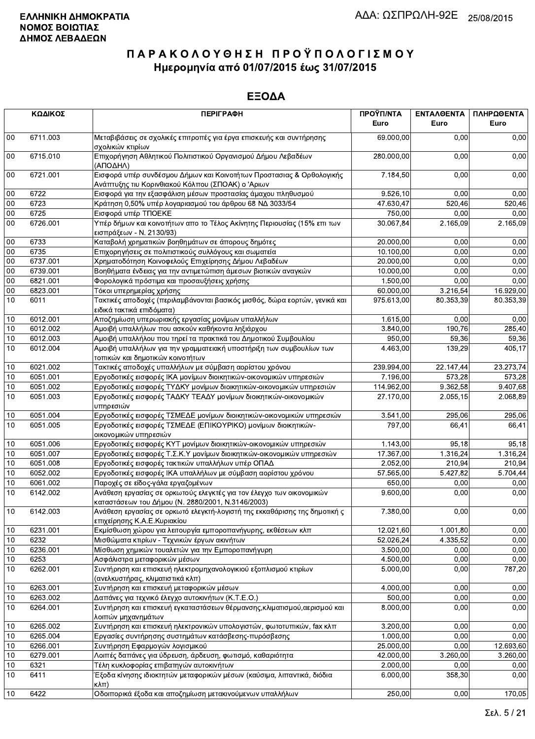**ΕΛΛΗΝΙΚΗ ΔΗΜΟΚΡΑΤΙΑ**
**ΝΟΜΟΣ ΒΟΙΩΤΙΑΣ**
**ΔΗΜΟΣ ΛΕΒΑΔΕΩΝ**

ΑΔΑ: ΩΣΠΡΩΛΗ-92Ε 25/08/2015

# ΠΑΡΑΚΟΛΟΥΘΗΣΗ ΠΡΟΫΠΟΛΟΓΙΣΜΟΥ

## Ημερομηνία από 01/07/2015 έως 31/07/2015

## ΕΞΟΔΑ

| ΚΩΔΙΚΟΣ | | ΠΕΡΙΓΡΑΦΗ | ΠΡΟΫΠ/ΝΤΑ Euro | ΕΝΤΑΛΘΕΝΤΑ Euro | ΠΛΗΡΩΘΕΝΤΑ Euro |
|---|---|---|---|---|---|
| 00 | 6711.003 | Μεταβιβάσεις σε σχολικές επιτροπές για έργα επισκευής και συντήρησης σχολικών κτιρίων | 69.000,00 | 0,00 | 0,00 |
| 00 | 6715.010 | Επιχορήγηση Αθλητικού Πολιτιστικού Οργανισμού Δήμου Λεβαδέων (ΑΠΟΔΗΛ) | 280.000,00 | 0,00 | 0,00 |
| 00 | 6721.001 | Εισφορά υπέρ συνδέσμου Δήμων και Κοινοτήτων Προστασιας & Ορθολογικής Ανάπτυξης τιυ Κορινθιακού Κόλπου (ΣΠΟΑΚ) ο 'Αριων | 7.184,50 | 0,00 | 0,00 |
| 00 | 6722 | Εισφορά για την εξασφάλιση μέσων προστασίας άμαχου πληθυσμού | 9.526,10 | 0,00 | 0,00 |
| 00 | 6723 | Κράτηση 0,50% υπέρ λογαριασμού του άρθρου 68 ΝΔ 3033/54 | 47.630,47 | 520,46 | 520,46 |
| 00 | 6725 | Εισφορά υπέρ ΤΠΟΕΚΕ | 750,00 | 0,00 | 0,00 |
| 00 | 6726.001 | Υπέρ δήμων και κοινοτήτων απο το Τέλος Ακίνητης Περιουσίας (15% επι των εισπράξεων - Ν. 2130/93) | 30.067,84 | 2.165,09 | 2.165,09 |
| 00 | 6733 | Καταβολή χρηματικών βοηθημάτων σε άπορους δημότες | 20.000,00 | 0,00 | 0,00 |
| 00 | 6735 | Επιχορηγήσεις σε πολιτιστικούς συλλόγους και σωματεία | 10.100,00 | 0,00 | 0,00 |
| 00 | 6737.001 | Χρηματοδότηση Κοινοφελούς Επιχείρησης Δήμου Λεβαδέων | 20.000,00 | 0,00 | 0,00 |
| 00 | 6739.001 | Βοηθήματα ένδειας για την αντιμετώπιση άμεσων βιοτικών αναγκών | 10.000,00 | 0,00 | 0,00 |
| 00 | 6821.001 | Φορολογικά πρόστιμα και προσαυξήσεις χρήσης | 1.500,00 | 0,00 | 0,00 |
| 00 | 6823.001 | Τόκοι υπερημερίας χρήσης | 60.000,00 | 3.216,54 | 16.929,00 |
| 10 | 6011 | Τακτικές αποδοχές (περιλαμβάνονται βασικός μισθός, δώρα εορτών, γενικά και ειδικά τακτικά επιδόματα) | 975.613,00 | 80.353,39 | 80.353,39 |
| 10 | 6012.001 | Αποζημίωση υπερωριακής εργασίας μονίμων υπαλλήλων | 1.615,00 | 0,00 | 0,00 |
| 10 | 6012.002 | Αμοιβή υπαλλήλων που ασκούν καθήκοντα ληξιάρχου | 3.840,00 | 190,76 | 285,40 |
| 10 | 6012.003 | Αμοιβή υπαλλήλου που τηρεί τα πρακτικά του Δημοτικού Συμβουλίου | 950,00 | 59,36 | 59,36 |
| 10 | 6012.004 | Αμοιβή υπαλλήλων για την γραμματειακή υποστήριξη των συμβουλίων των τοπικών και δημοτικών κοινοτήτων | 4.463,00 | 139,29 | 405,17 |
| 10 | 6021.002 | Τακτικές αποδοχές υπαλλήλων με σύμβαση αορίστου χρόνου | 239.994,00 | 22.147,44 | 23.273,74 |
| 10 | 6051.001 | Εργοδοτικές εισφορές ΙΚΑ μονίμων διοικητικών-οικονομικών υπηρεσιών | 7.196,00 | 573,28 | 573,28 |
| 10 | 6051.002 | Εργοδοτικές εισφορές ΤΥΔΚΥ μονίμων διοικητικών-οικονομικών υπηρεσιών | 114.962,00 | 9.362,58 | 9.407,68 |
| 10 | 6051.003 | Εργοδοτικές εισφορές ΤΑΔΚΥ ΤΕΑΔΥ μονίμων διοικητικών-οικονομικών υπηρεσιών | 27.170,00 | 2.055,15 | 2.068,89 |
| 10 | 6051.004 | Εργοδοτικές εισφορές ΤΣΜΕΔΕ μονίμων διοικητικών-οικονομικών υπηρεσιών | 3.541,00 | 295,06 | 295,06 |
| 10 | 6051.005 | Εργοδοτικές εισφορές ΤΣΜΕΔΕ (ΕΠΙΚΟΥΡΙΚΟ) μονίμων διοικητικών-οικονομικών υπηρεσιών | 797,00 | 66,41 | 66,41 |
| 10 | 6051.006 | Εργοδοτικές εισφορές ΚΥΤ μονίμων διοικητικών-οικονομικών υπηρεσιών | 1.143,00 | 95,18 | 95,18 |
| 10 | 6051.007 | Εργοδοτικές εισφορές Τ.Σ.Κ.Υ μονίμων διοικητικών-οικονομικών υπηρεσιών | 17.367,00 | 1.316,24 | 1.316,24 |
| 10 | 6051.008 | Εργοδοτικές εισφορές τακτικών υπαλλήλων υπέρ ΟΠΑΔ | 2.052,00 | 210,94 | 210,94 |
| 10 | 6052.002 | Εργοδοτικές εισφορές ΙΚΑ υπαλλήλων με σύμβαση αορίστου χρόνου | 57.565,00 | 5.427,82 | 5.704,44 |
| 10 | 6061.002 | Παροχές σε είδος-γάλα εργαζομένων | 650,00 | 0,00 | 0,00 |
| 10 | 6142.002 | Ανάθεση εργασίας σε ορκωτούς ελεγκτές για τον έλεγχο των οικονομικών καταστάσεων του Δήμου (Ν. 2880/2001, Ν.3146/2003) | 9.600,00 | 0,00 | 0,00 |
| 10 | 6142.003 | Ανάθεση εργασίας σε ορκωτό ελεγκτή-λογιστή της εκκαθάρισης της δημοτική ς επιχείρησης Κ.Α.Ε.Κυριακίου | 7.380,00 | 0,00 | 0,00 |
| 10 | 6231.001 | Εκμίσθωση χώρου για λειτουργία εμποροπανήγυρης, εκθέσεων κλπ | 12.021,60 | 1.001,80 | 0,00 |
| 10 | 6232 | Μισθώματα κτιρίων - Τεχνικών έργων ακινήτων | 52.026,24 | 4.335,52 | 0,00 |
| 10 | 6236.001 | Μίσθωση χημικών τουαλετών για την Εμποροπανήγυρη | 3.500,00 | 0,00 | 0,00 |
| 10 | 6253 | Ασφάλιστρα μεταφορικών μέσων | 4.500,00 | 0,00 | 0,00 |
| 10 | 6262.001 | Συντήρηση και επισκευή ηλεκτρομηχανολογικιού εξοπλισμού κτιρίων (ανελκυστήρας, κλιματιστικά κλπ) | 5.000,00 | 0,00 | 787,20 |
| 10 | 6263.001 | Συντήρηση και επισκευή μεταφορικών μέσων | 4.000,00 | 0,00 | 0,00 |
| 10 | 6263.002 | Δαπάνες για τεχνικό έλεγχο αυτοκινήτων (Κ.Τ.Ε.Ο.) | 500,00 | 0,00 | 0,00 |
| 10 | 6264.001 | Συντήρηση και επισκευή εγκαταστάσεων θέρμανσης,κλιματισμού,αερισμού και λοιπών μηχανημάτων | 8.000,00 | 0,00 | 0,00 |
| 10 | 6265.002 | Συντήρηση και επισκευή ηλεκτρονικών υπολογιστών, φωτοτυπικών, fax κλπ | 3.200,00 | 0,00 | 0,00 |
| 10 | 6265.004 | Εργασίες συντήρησης συστημάτων κατάσβεσης-πυρόσβεσης | 1.000,00 | 0,00 | 0,00 |
| 10 | 6266.001 | Συντήρηση Εφαρμογών λογισμικού | 25.000,00 | 0,00 | 12.693,60 |
| 10 | 6279.001 | Λοιπές δαπάνες για ύδρευση, άρδευση, φωτισμό, καθαριότητα | 42.000,00 | 3.260,00 | 3.260,00 |
| 10 | 6321 | Τέλη κυκλοφορίας επιβατηγών αυτοκινήτων | 2.000,00 | 0,00 | 0,00 |
| 10 | 6411 | Έξοδα κίνησης ιδιοκτητών μεταφορικών μέσων (καύσιμα, λιπαντικά, διόδια κλπ) | 6.000,00 | 358,30 | 0,00 |
| 10 | 6422 | Οδοιπορικά έξοδα και αποζημίωση μετακινούμενων υπαλλήλων | 250,00 | 0,00 | 170,05 |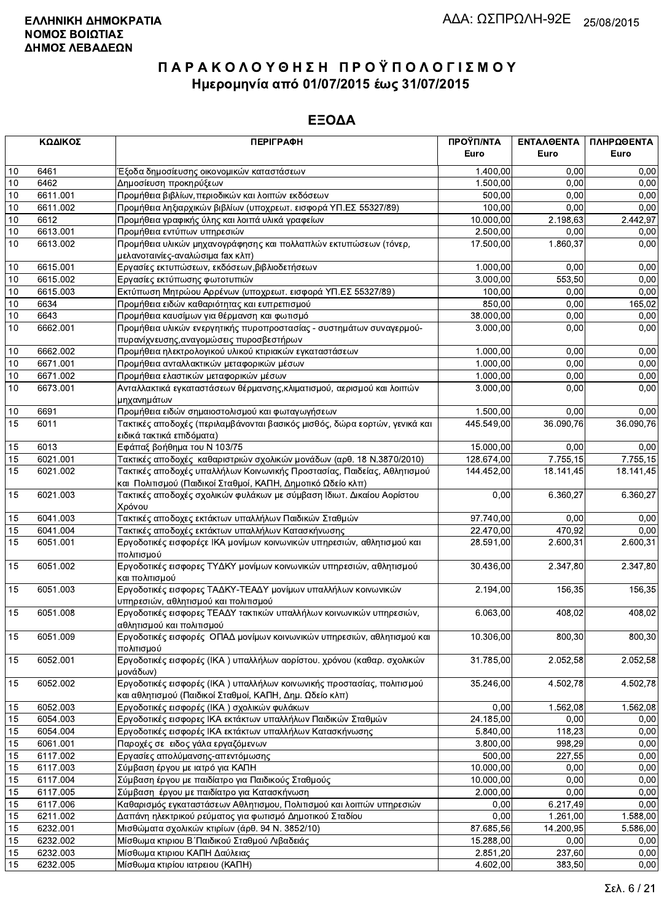**ΕΛΛΗΝΙΚΗ ΔΗΜΟΚΡΑΤΙΑ**
**ΝΟΜΟΣ ΒΟΙΩΤΙΑΣ**
**ΔΗΜΟΣ ΛΕΒΑΔΕΩΝ**

ΑΔΑ: ΩΣΠΡΩΛΗ-92Ε 25/08/2015

# ΠΑΡΑΚΟΛΟΥΘΗΣΗ ΠΡΟΫΠΟΛΟΓΙΣΜΟΥ
## Ημερομηνία από 01/07/2015 έως 31/07/2015

## ΕΞΟΔΑ

| ΚΩΔΙΚΟΣ | | ΠΕΡΙΓΡΑΦΗ | ΠΡΟΫΠ/ΝΤΑ Euro | ΕΝΤΑΛΘΕΝΤΑ Euro | ΠΛΗΡΩΘΕΝΤΑ Euro |
|---|---|---|---|---|---|
| 10 | 6461 | Έξοδα δημοσίευσης οικονομικών καταστάσεων | 1.400,00 | 0,00 | 0,00 |
| 10 | 6462 | Δημοσίευση προκηρύξεων | 1.500,00 | 0,00 | 0,00 |
| 10 | 6611.001 | Προμήθεια βιβλίων,περιοδικών και λοιπών εκδόσεων | 500,00 | 0,00 | 0,00 |
| 10 | 6611.002 | Προμήθεια ληξιαρχικών βιβλίων (υποχρεωτ. εισφορά ΥΠ.ΕΣ 55327/89) | 100,00 | 0,00 | 0,00 |
| 10 | 6612 | Προμήθεια γραφικής ύλης και λοιπά υλικά γραφείων | 10.000,00 | 2.198,63 | 2.442,97 |
| 10 | 6613.001 | Προμήθεια εντύπων υπηρεσιών | 2.500,00 | 0,00 | 0,00 |
| 10 | 6613.002 | Προμήθεια υλικών μηχανογράφησης και πολλαπλών εκτυπώσεων (τόνερ, μελανοταινίες-αναλώσιμα fax κλπ) | 17.500,00 | 1.860,37 | 0,00 |
| 10 | 6615.001 | Εργασίες εκτυπώσεων, εκδόσεων,βιβλιοδετήσεων | 1.000,00 | 0,00 | 0,00 |
| 10 | 6615.002 | Εργασίες εκτύπωσης φωτοτυπιών | 3.000,00 | 553,50 | 0,00 |
| 10 | 6615.003 | Εκτύπωση Μητρώου Αρρένων (υποχρεωτ. εισφορά ΥΠ.ΕΣ 55327/89) | 100,00 | 0,00 | 0,00 |
| 10 | 6634 | Προμήθεια ειδών καθαριότητας και ευπρεπισμού | 850,00 | 0,00 | 165,02 |
| 10 | 6643 | Προμήθεια καυσίμων για θέρμανση και φωτισμό | 38.000,00 | 0,00 | 0,00 |
| 10 | 6662.001 | Προμήθεια υλικών ενεργητικής πυροπροστασίας - συστημάτων συναγερμού-πυρανίχνευσης,αναγομώσεις πυροσβεστήρων | 3.000,00 | 0,00 | 0,00 |
| 10 | 6662.002 | Προμήθεια ηλεκτρολογικού υλικού κτιριακών εγκαταστάσεων | 1.000,00 | 0,00 | 0,00 |
| 10 | 6671.001 | Προμήθεια ανταλλακτικών μεταφορικών μέσων | 1.000,00 | 0,00 | 0,00 |
| 10 | 6671.002 | Προμήθεια ελαστικών μεταφορικών μέσων | 1.000,00 | 0,00 | 0,00 |
| 10 | 6673.001 | Ανταλλακτικά εγκαταστάσεων θέρμανσης,κλιματισμού, αερισμού και λοιπών μηχανημάτων | 3.000,00 | 0,00 | 0,00 |
| 10 | 6691 | Προμήθεια ειδών σημαιοστολισμού και φωταγωγήσεων | 1.500,00 | 0,00 | 0,00 |
| 15 | 6011 | Τακτικές αποδοχές (περιλαμβάνονται βασικός μισθός, δώρα εορτών, γενικά και ειδικά τακτικά επιδόματα) | 445.549,00 | 36.090,76 | 36.090,76 |
| 15 | 6013 | Εφάπαξ βοήθημα του Ν 103/75 | 15.000,00 | 0,00 | 0,00 |
| 15 | 6021.001 | Τακτικές αποδοχές καθαριστριών σχολικών μονάδων (αρθ. 18 Ν.3870/2010) | 128.674,00 | 7.755,15 | 7.755,15 |
| 15 | 6021.002 | Τακτικές αποδοχές υπαλλήλων Κοινωνικής Προστασίας, Παιδείας, Αθλητισμού και Πολιτισμού (Παιδικοί Σταθμοί, ΚΑΠΗ, Δημοτικό Ωδείο κλπ) | 144.452,00 | 18.141,45 | 18.141,45 |
| 15 | 6021.003 | Τακτικές αποδοχές σχολικών φυλάκων με σύμβαση Ιδιωτ. Δικαίου Αορίστου Χρόνου | 0,00 | 6.360,27 | 6.360,27 |
| 15 | 6041.003 | Τακτικές αποδοχες εκτάκτων υπαλλήλων Παιδικών Σταθμών | 97.740,00 | 0,00 | 0,00 |
| 15 | 6041.004 | Τακτικές αποδοχές εκτάκτων υπαλλήλων Κατασκήνωσης | 22.470,00 | 470,92 | 0,00 |
| 15 | 6051.001 | Εργοδοτικές εισφορέςε ΙΚΑ μονίμων κοινωνικών υπηρεσιών, αθλητισμού και πολιτισμού | 28.591,00 | 2.600,31 | 2.600,31 |
| 15 | 6051.002 | Εργοδοτικές εισφορες ΤΥΔΚΥ μονίμων κοινωνικών υπηρεσιών, αθλητισμού και πολιτισμού | 30.436,00 | 2.347,80 | 2.347,80 |
| 15 | 6051.003 | Εργοδοτικές εισφορες ΤΑΔΚΥ-ΤΕΑΔΥ μονίμων υπαλλήλων κοινωνικών υπηρεσιών, αθλητισμού και πολιτισμού | 2.194,00 | 156,35 | 156,35 |
| 15 | 6051.008 | Εργοδοτικές εισφορες ΤΕΑΔΥ τακτικών υπαλλήλων κοινωνικών υπηρεσιών, αθλητισμού και πολιτισμού | 6.063,00 | 408,02 | 408,02 |
| 15 | 6051.009 | Εργοδοτικές εισφορές ΟΠΑΔ μονίμων κοινωνικών υπηρεσιών, αθλητισμού και πολιτισμού | 10.306,00 | 800,30 | 800,30 |
| 15 | 6052.001 | Εργοδοτικές εισφορές (ΙΚΑ ) υπαλλήλων αορίστου. χρόνου (καθαρ. σχολικών μονάδων) | 31.785,00 | 2.052,58 | 2.052,58 |
| 15 | 6052.002 | Εργοδοτικές εισφορές (ΙΚΑ ) υπαλλήλων κοινωνικής προστασίας, πολιτισμού και αθλητισμού (Παιδικοί Σταθμοί, ΚΑΠΗ, Δημ. Ωδείο κλπ) | 35.246,00 | 4.502,78 | 4.502,78 |
| 15 | 6052.003 | Εργοδοτικές εισφορές (ΙΚΑ ) σχολικών φυλάκων | 0,00 | 1.562,08 | 1.562,08 |
| 15 | 6054.003 | Εργοδοτικές εισφορες ΙΚΑ εκτάκτων υπαλλήλων Παιδικών Σταθμών | 24.185,00 | 0,00 | 0,00 |
| 15 | 6054.004 | Εργοδοτικές εισφορές ΙΚΑ εκτάκτων υπαλλήλων Κατασκήνωσης | 5.840,00 | 118,23 | 0,00 |
| 15 | 6061.001 | Παροχές σε ειδος γάλα εργαζόμενων | 3.800,00 | 998,29 | 0,00 |
| 15 | 6117.002 | Εργασίες απολύμανσης-απεντόμωσης | 500,00 | 227,55 | 0,00 |
| 15 | 6117.003 | Σύμβαση έργου με ιατρό για ΚΑΠΗ | 10.000,00 | 0,00 | 0,00 |
| 15 | 6117.004 | Σύμβαση έργου με παιδίατρο για Παιδικούς Σταθμούς | 10.000,00 | 0,00 | 0,00 |
| 15 | 6117.005 | Σύμβαση έργου με παιδίατρο για Κατασκήνωση | 2.000,00 | 0,00 | 0,00 |
| 15 | 6117.006 | Καθαρισμός εγκαταστάσεων Αθλητισμου, Πολιτισμού και λοιπών υπηρεσιών | 0,00 | 6.217,49 | 0,00 |
| 15 | 6211.002 | Δαπάνη ηλεκτρικού ρεύματος για φωτισμό Δημοτικού Σταδίου | 0,00 | 1.261,00 | 1.588,00 |
| 15 | 6232.001 | Μισθώματα σχολικών κτιρίων (άρθ. 94 Ν. 3852/10) | 87.685,56 | 14.200,95 | 5.586,00 |
| 15 | 6232.002 | Μίσθωμα κτιριου Β΄Παιδικού Σταθμού Λιβαδειάς | 15.288,00 | 0,00 | 0,00 |
| 15 | 6232.003 | Μίσθωμα κτιριου ΚΑΠΗ Δαύλειας | 2.851,20 | 237,60 | 0,00 |
| 15 | 6232.005 | Μίσθωμα κτιρίου ιατρειου (ΚΑΠΗ) | 4.602,00 | 383,50 | 0,00 |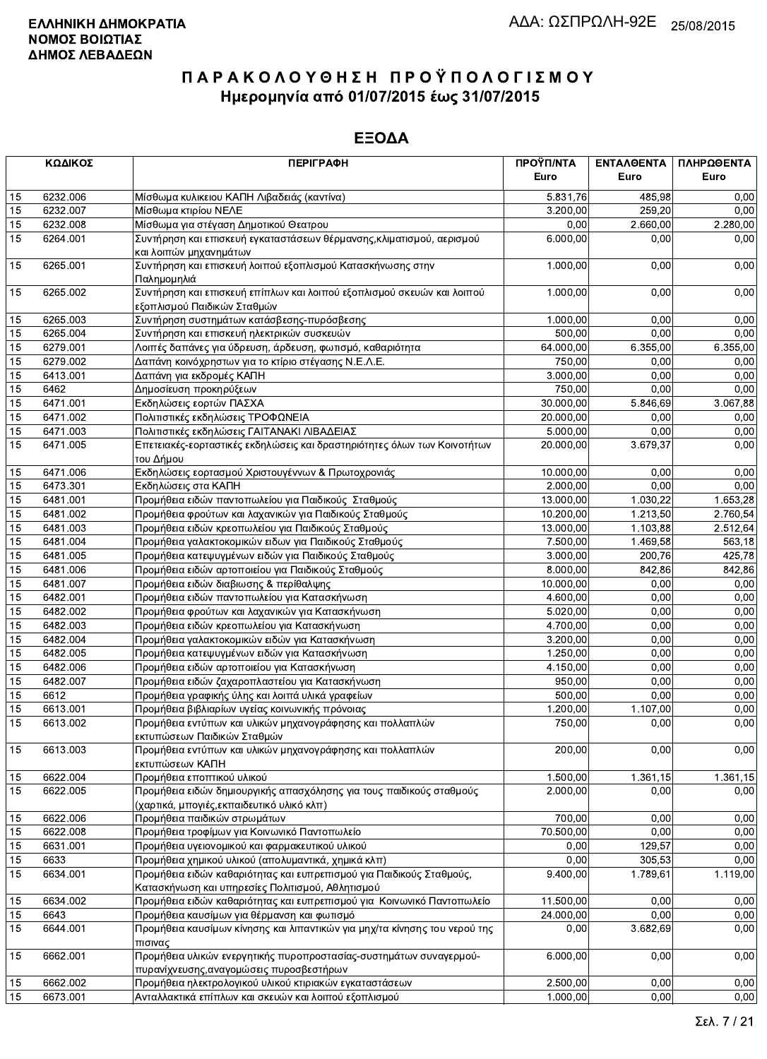**ΕΛΛΗΝΙΚΗ ΔΗΜΟΚΡΑΤΙΑ**
**ΝΟΜΟΣ ΒΟΙΩΤΙΑΣ**
**ΔΗΜΟΣ ΛΕΒΑΔΕΩΝ**

ΑΔΑ: ΩΣΠΡΩΛΗ-92Ε 25/08/2015

# ΠΑΡΑΚΟΛΟΥΘΗΣΗ ΠΡΟΫΠΟΛΟΓΙΣΜΟΥ
## Ημερομηνία από 01/07/2015 έως 31/07/2015

## ΕΞΟΔΑ

| ΚΩΔΙΚΟΣ | | ΠΕΡΙΓΡΑΦΗ | ΠΡΟΫΠ/ΝΤΑ Euro | ΕΝΤΑΛΘΕΝΤΑ Euro | ΠΛΗΡΩΘΕΝΤΑ Euro |
|---|---|---|---|---|---|
| 15 | 6232.006 | Μίσθωμα κυλικειου ΚΑΠΗ Λιβαδειάς (καντίνα) | 5.831,76 | 485,98 | 0,00 |
| 15 | 6232.007 | Μίσθωμα κτιρίου ΝΕΛΕ | 3.200,00 | 259,20 | 0,00 |
| 15 | 6232.008 | Μίσθωμα για στέγαση Δημοτικού Θεατρου | 0,00 | 2.660,00 | 2.280,00 |
| 15 | 6264.001 | Συντήρηση και επισκευή εγκαταστάσεων θέρμανσης,κλιματισμού, αερισμού και λοιπών μηχανημάτων | 6.000,00 | 0,00 | 0,00 |
| 15 | 6265.001 | Συντήρηση και επισκευή λοιπού εξοπλισμού Κατασκήνωσης στην Παλημομηλιά | 1.000,00 | 0,00 | 0,00 |
| 15 | 6265.002 | Συντήρηση και επισκευή επίπλων και λοιπού εξοπλισμού σκευών και λοιπού εξοπλισμού Παιδικών Σταθμών | 1.000,00 | 0,00 | 0,00 |
| 15 | 6265.003 | Συντήρηση συστημάτων κατάσβεσης-πυρόσβεσης | 1.000,00 | 0,00 | 0,00 |
| 15 | 6265.004 | Συντήρηση και επισκευή ηλεκτρικών συσκευών | 500,00 | 0,00 | 0,00 |
| 15 | 6279.001 | Λοιπές δαπάνες για ύδρευση, άρδευση, φωτισμό, καθαριότητα | 64.000,00 | 6.355,00 | 6.355,00 |
| 15 | 6279.002 | Δαπάνη κοινόχρηστων για το κτίριο στέγασης Ν.Ε.Λ.Ε. | 750,00 | 0,00 | 0,00 |
| 15 | 6413.001 | Δαπάνη για εκδρομές ΚΑΠΗ | 3.000,00 | 0,00 | 0,00 |
| 15 | 6462 | Δημοσίευση προκηρύξεων | 750,00 | 0,00 | 0,00 |
| 15 | 6471.001 | Εκδηλώσεις εορτών ΠΑΣΧΑ | 30.000,00 | 5.846,69 | 3.067,88 |
| 15 | 6471.002 | Πολιτιστικές εκδηλώσεις ΤΡΟΦΩΝΕΙΑ | 20.000,00 | 0,00 | 0,00 |
| 15 | 6471.003 | Πολιτιστικές εκδηλώσεις ΓΑΙΤΑΝΑΚΙ ΛΙΒΑΔΕΙΑΣ | 5.000,00 | 0,00 | 0,00 |
| 15 | 6471.005 | Επετειακές-εορταστικές εκδηλώσεις και δραστηριότητες όλων των Κοινοτήτων του Δήμου | 20.000,00 | 3.679,37 | 0,00 |
| 15 | 6471.006 | Εκδηλώσεις εορτασμού Χριστουγέννων & Πρωτοχρονιάς | 10.000,00 | 0,00 | 0,00 |
| 15 | 6473.301 | Εκδηλώσεις στα ΚΑΠΗ | 2.000,00 | 0,00 | 0,00 |
| 15 | 6481.001 | Προμήθεια ειδών παντοπωλείου για Παιδικούς Σταθμούς | 13.000,00 | 1.030,22 | 1.653,28 |
| 15 | 6481.002 | Προμήθεια φρούτων και λαχανικών για Παιδικούς Σταθμούς | 10.200,00 | 1.213,50 | 2.760,54 |
| 15 | 6481.003 | Προμήθεια ειδών κρεοπωλείου για Παιδικούς Σταθμούς | 13.000,00 | 1.103,88 | 2.512,64 |
| 15 | 6481.004 | Προμήθεια γαλακτοκομικών ειδων για Παιδικούς Σταθμούς | 7.500,00 | 1.469,58 | 563,18 |
| 15 | 6481.005 | Προμήθεια κατεψυγμένων ειδών για Παιδικούς Σταθμούς | 3.000,00 | 200,76 | 425,78 |
| 15 | 6481.006 | Προμήθεια ειδών αρτοποιείου για Παιδικούς Σταθμούς | 8.000,00 | 842,86 | 842,86 |
| 15 | 6481.007 | Προμήθεια ειδών διαβιωσης & περίθαλψης | 10.000,00 | 0,00 | 0,00 |
| 15 | 6482.001 | Προμήθεια ειδών παντοπωλείου για Κατασκήνωση | 4.600,00 | 0,00 | 0,00 |
| 15 | 6482.002 | Προμήθεια φρούτων και λαχανικών για Κατασκήνωση | 5.020,00 | 0,00 | 0,00 |
| 15 | 6482.003 | Προμήθεια ειδών κρεοπωλείου για Κατασκήνωση | 4.700,00 | 0,00 | 0,00 |
| 15 | 6482.004 | Προμήθεια γαλακτοκομικών ειδών για Κατασκήνωση | 3.200,00 | 0,00 | 0,00 |
| 15 | 6482.005 | Προμήθεια κατεψυγμένων ειδών για Κατασκήνωση | 1.250,00 | 0,00 | 0,00 |
| 15 | 6482.006 | Προμήθεια ειδών αρτοποιείου για Κατασκήνωση | 4.150,00 | 0,00 | 0,00 |
| 15 | 6482.007 | Προμήθεια ειδών ζαχαροπλαστείου για Κατασκήνωση | 950,00 | 0,00 | 0,00 |
| 15 | 6612 | Προμήθεια γραφικής ύλης και λοιπά υλικά γραφείων | 500,00 | 0,00 | 0,00 |
| 15 | 6613.001 | Προμήθεια βιβλιαρίων υγείας κοινωνικής πρόνοιας | 1.200,00 | 1.107,00 | 0,00 |
| 15 | 6613.002 | Προμήθεια εντύπων και υλικών μηχανογράφησης και πολλαπλών εκτυπώσεων Παιδικών Σταθμών | 750,00 | 0,00 | 0,00 |
| 15 | 6613.003 | Προμήθεια εντύπων και υλικών μηχανογράφησης και πολλαπλών εκτυπώσεων ΚΑΠΗ | 200,00 | 0,00 | 0,00 |
| 15 | 6622.004 | Προμήθεια εποπτικού υλικού | 1.500,00 | 1.361,15 | 1.361,15 |
| 15 | 6622.005 | Προμήθεια ειδών δημιουργικής απασχόλησης για τους παιδικούς σταθμούς (χαρτικά, μπογιές,εκπαιδευτικό υλικό κλπ) | 2.000,00 | 0,00 | 0,00 |
| 15 | 6622.006 | Προμήθεια παιδικών στρωμάτων | 700,00 | 0,00 | 0,00 |
| 15 | 6622.008 | Προμήθεια τροφίμων για Κοινωνικό Παντοπωλείο | 70.500,00 | 0,00 | 0,00 |
| 15 | 6631.001 | Προμήθεια υγειονομικού και φαρμακευτικού υλικού | 0,00 | 129,57 | 0,00 |
| 15 | 6633 | Προμήθεια χημικού υλικού (απολυμαντικά, χημικά κλπ) | 0,00 | 305,53 | 0,00 |
| 15 | 6634.001 | Προμήθεια ειδών καθαριότητας και ευπρεπισμού για Παιδικούς Σταθμούς, Κατασκήνωση και υπηρεσίες Πολιτισμού, Αθλητισμού | 9.400,00 | 1.789,61 | 1.119,00 |
| 15 | 6634.002 | Προμήθεια ειδών καθαριότητας και ευπρεπισμού για Κοινωνικό Παντοπωλείο | 11.500,00 | 0,00 | 0,00 |
| 15 | 6643 | Προμήθεια καυσίμων για θέρμανση και φωτισμό | 24.000,00 | 0,00 | 0,00 |
| 15 | 6644.001 | Προμήθεια καυσίμων κίνησης και λιπαντικών για μηχ/τα κίνησης του νερού της πισινας | 0,00 | 3.682,69 | 0,00 |
| 15 | 6662.001 | Προμήθεια υλικών ενεργητικής πυροπροστασίας-συστημάτων συναγερμού-πυρανίχνευσης,αναγομώσεις πυροσβεστήρων | 6.000,00 | 0,00 | 0,00 |
| 15 | 6662.002 | Προμήθεια ηλεκτρολογικού υλικού κτιριακών εγκαταστάσεων | 2.500,00 | 0,00 | 0,00 |
| 15 | 6673.001 | Ανταλλακτικά επίπλων και σκευών και λοιπού εξοπλισμού | 1.000,00 | 0,00 | 0,00 |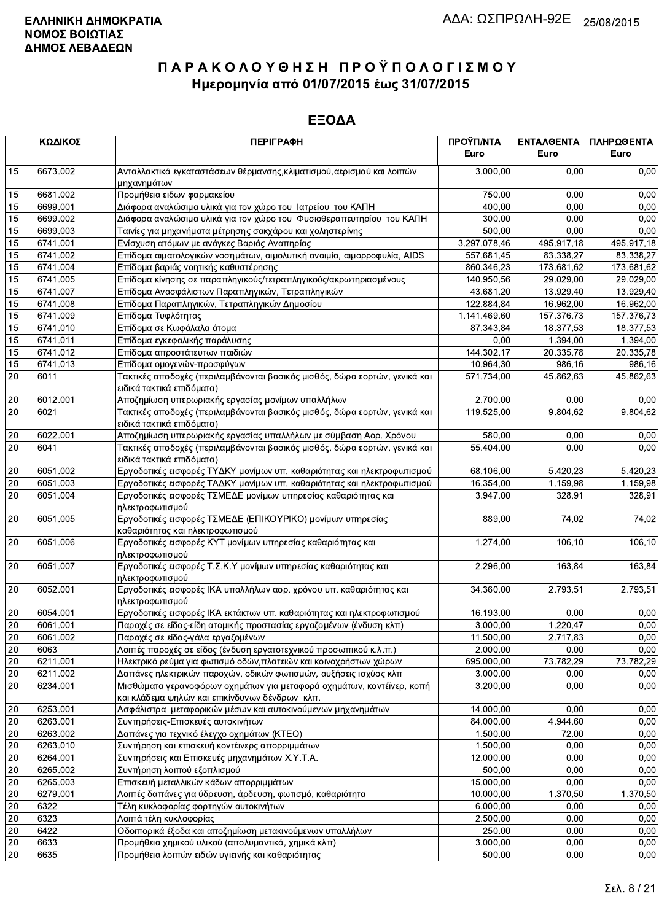**ΕΛΛΗΝΙΚΗ ΔΗΜΟΚΡΑΤΙΑ**
**ΝΟΜΟΣ ΒΟΙΩΤΙΑΣ**
**ΔΗΜΟΣ ΛΕΒΑΔΕΩΝ**

ΑΔΑ: ΩΣΠΡΩΛΗ-92Ε 25/08/2015

# ΠΑΡΑΚΟΛΟΥΘΗΣΗ ΠΡΟΫΠΟΛΟΓΙΣΜΟΥ
## Ημερομηνία από 01/07/2015 έως 31/07/2015

## ΕΞΟΔΑ

| ΚΩΔΙΚΟΣ | | ΠΕΡΙΓΡΑΦΗ | ΠΡΟΫΠ/ΝΤΑ Euro | ΕΝΤΑΛΘΕΝΤΑ Euro | ΠΛΗΡΩΘΕΝΤΑ Euro |
|---|---|---|---|---|---|
| 15 | 6673.002 | Ανταλλακτικά εγκαταστάσεων θέρμανσης,κλιματισμού,αερισμού και λοιπών μηχανημάτων | 3.000,00 | 0,00 | 0,00 |
| 15 | 6681.002 | Προμήθεια ειδων φαρμακείου | 750,00 | 0,00 | 0,00 |
| 15 | 6699.001 | Διάφορα αναλώσιμα υλικά για τον χώρο του Ιατρείου του ΚΑΠΗ | 400,00 | 0,00 | 0,00 |
| 15 | 6699.002 | Διάφορα αναλώσιμα υλικά για τον χώρο του Φυσιοθεραπευτηρίου του ΚΑΠΗ | 300,00 | 0,00 | 0,00 |
| 15 | 6699.003 | Ταινίες για μηχανήματα μέτρησης σακχάρου και χοληστερίνης | 500,00 | 0,00 | 0,00 |
| 15 | 6741.001 | Ενίσχυση ατόμων με ανάγκες Βαριάς Αναπηρίας | 3.297.078,46 | 495.917,18 | 495.917,18 |
| 15 | 6741.002 | Επίδομα αιματολογικών νοσημάτων, αιμολυτική αναιμία, αιμορροφυλία, AIDS | 557.681,45 | 83.338,27 | 83.338,27 |
| 15 | 6741.004 | Επίδομα βαριάς νοητικής καθυστέρησης | 860.346,23 | 173.681,62 | 173.681,62 |
| 15 | 6741.005 | Επίδομα κίνησης σε παραπληγικούς/τετραπληγικούς/ακρωτηριασμένους | 140.950,56 | 29.029,00 | 29.029,00 |
| 15 | 6741.007 | Επίδομα Ανασφάλιστων Παραπληγικών, Τετραπληγικών | 43.681,20 | 13.929,40 | 13.929,40 |
| 15 | 6741.008 | Επίδομα Παραπληγικών, Τετραπληγικών Δημοσίου | 122.884,84 | 16.962,00 | 16.962,00 |
| 15 | 6741.009 | Επίδομα Τυφλότητας | 1.141.469,60 | 157.376,73 | 157.376,73 |
| 15 | 6741.010 | Επίδομα σε Κωφάλαλα άτομα | 87.343,84 | 18.377,53 | 18.377,53 |
| 15 | 6741.011 | Επίδομα εγκεφαλικής παράλυσης | 0,00 | 1.394,00 | 1.394,00 |
| 15 | 6741.012 | Επίδομα απροστάτευτων παιδιών | 144.302,17 | 20.335,78 | 20.335,78 |
| 15 | 6741.013 | Επίδομα ομογενών-προσφύγων | 10.964,30 | 986,16 | 986,16 |
| 20 | 6011 | Τακτικές αποδοχές (περιλαμβάνονται βασικός μισθός, δώρα εορτών, γενικά και ειδικά τακτικά επιδόματα) | 571.734,00 | 45.862,63 | 45.862,63 |
| 20 | 6012.001 | Αποζημίωση υπερωριακής εργασίας μονίμων υπαλλήλων | 2.700,00 | 0,00 | 0,00 |
| 20 | 6021 | Τακτικές αποδοχές (περιλαμβάνονται βασικός μισθός, δώρα εορτών, γενικά και ειδικά τακτικά επιδόματα) | 119.525,00 | 9.804,62 | 9.804,62 |
| 20 | 6022.001 | Αποζημίωση υπερωριακής εργασίας υπαλλήλων με σύμβαση Αορ. Χρόνου | 580,00 | 0,00 | 0,00 |
| 20 | 6041 | Τακτικές αποδοχές (περιλαμβάνονται βασικός μισθός, δώρα εορτών, γενικά και ειδικά τακτικά επιδόματα) | 55.404,00 | 0,00 | 0,00 |
| 20 | 6051.002 | Εργοδοτικές εισφορές ΤΥΔΚΥ μονίμων υπ. καθαριότητας και ηλεκτροφωτισμού | 68.106,00 | 5.420,23 | 5.420,23 |
| 20 | 6051.003 | Εργοδοτικές εισφορές ΤΑΔΚΥ μονίμων υπ. καθαριότητας και ηλεκτροφωτισμού | 16.354,00 | 1.159,98 | 1.159,98 |
| 20 | 6051.004 | Εργοδοτικές εισφορές ΤΣΜΕΔΕ μονίμων υπηρεσίας καθαριότητας και ηλεκτροφωτισμού | 3.947,00 | 328,91 | 328,91 |
| 20 | 6051.005 | Εργοδοτικές εισφορές ΤΣΜΕΔΕ (ΕΠΙΚΟΥΡΙΚΟ) μονίμων υπηρεσίας καθαριότητας και ηλεκτροφωτισμού | 889,00 | 74,02 | 74,02 |
| 20 | 6051.006 | Εργοδοτικές εισφορές ΚΥΤ μονίμων υπηρεσίας καθαριότητας και ηλεκτροφωτισμού | 1.274,00 | 106,10 | 106,10 |
| 20 | 6051.007 | Εργοδοτικές εισφορές Τ.Σ.Κ.Υ μονίμων υπηρεσίας καθαριότητας και ηλεκτροφωτισμού | 2.296,00 | 163,84 | 163,84 |
| 20 | 6052.001 | Εργοδοτικές εισφορές ΙΚΑ υπαλλήλων αορ. χρόνου υπ. καθαριότητας και ηλεκτροφωτισμού | 34.360,00 | 2.793,51 | 2.793,51 |
| 20 | 6054.001 | Εργοδοτικές εισφορές ΙΚΑ εκτάκτων υπ. καθαριότητας και ηλεκτροφωτισμού | 16.193,00 | 0,00 | 0,00 |
| 20 | 6061.001 | Παροχές σε είδος-είδη ατομικής προστασίας εργαζομένων (ένδυση κλπ) | 3.000,00 | 1.220,47 | 0,00 |
| 20 | 6061.002 | Παροχές σε είδος-γάλα εργαζομένων | 11.500,00 | 2.717,83 | 0,00 |
| 20 | 6063 | Λοιπές παροχές σε είδος (ένδυση εργατοτεχνικού προσωπικού κ.λ.π.) | 2.000,00 | 0,00 | 0,00 |
| 20 | 6211.001 | Ηλεκτρικό ρεύμα για φωτισμό οδών,πλατειών και κοινοχρήστων χώρων | 695.000,00 | 73.782,29 | 73.782,29 |
| 20 | 6211.002 | Δαπάνες ηλεκτρικών παροχών, οδικών φωτισμών, αυξήσεις ισχύος κλπ | 3.000,00 | 0,00 | 0,00 |
| 20 | 6234.001 | Μισθώματα γερανοφόρων οχημάτων για μεταφορά οχημάτων, κοντέινερ, κοπή και κλάδεμα ψηλών και επικίνδυνων δένδρων κλπ. | 3.200,00 | 0,00 | 0,00 |
| 20 | 6253.001 | Ασφάλιστρα μεταφορικών μέσων και αυτοκινούμενων μηχανημάτων | 14.000,00 | 0,00 | 0,00 |
| 20 | 6263.001 | Συντηρήσεις-Επισκευές αυτοκινήτων | 84.000,00 | 4.944,60 | 0,00 |
| 20 | 6263.002 | Δαπάνες για τεχνικό έλεγχο οχημάτων (ΚΤΕΟ) | 1.500,00 | 72,00 | 0,00 |
| 20 | 6263.010 | Συντήρηση και επισκευή κοντέινερς απορριμμάτων | 1.500,00 | 0,00 | 0,00 |
| 20 | 6264.001 | Συντηρήσεις και Επισκευές μηχανημάτων Χ.Υ.Τ.Α. | 12.000,00 | 0,00 | 0,00 |
| 20 | 6265.002 | Συντήρηση λοιπού εξοπλισμού | 500,00 | 0,00 | 0,00 |
| 20 | 6265.003 | Επισκευή μεταλλικών κάδων απορριμμάτων | 15.000,00 | 0,00 | 0,00 |
| 20 | 6279.001 | Λοιπές δαπάνες για ύδρευση, άρδευση, φωτισμό, καθαριότητα | 10.000,00 | 1.370,50 | 1.370,50 |
| 20 | 6322 | Τέλη κυκλοφορίας φορτηγών αυτοκινήτων | 6.000,00 | 0,00 | 0,00 |
| 20 | 6323 | Λοιπά τέλη κυκλοφορίας | 2.500,00 | 0,00 | 0,00 |
| 20 | 6422 | Οδοιπορικά έξοδα και αποζημίωση μετακινούμενων υπαλλήλων | 250,00 | 0,00 | 0,00 |
| 20 | 6633 | Προμήθεια χημικού υλικού (απολυμαντικά, χημικά κλπ) | 3.000,00 | 0,00 | 0,00 |
| 20 | 6635 | Προμήθεια λοιπών ειδών υγιεινής και καθαριότητας | 500,00 | 0,00 | 0,00 |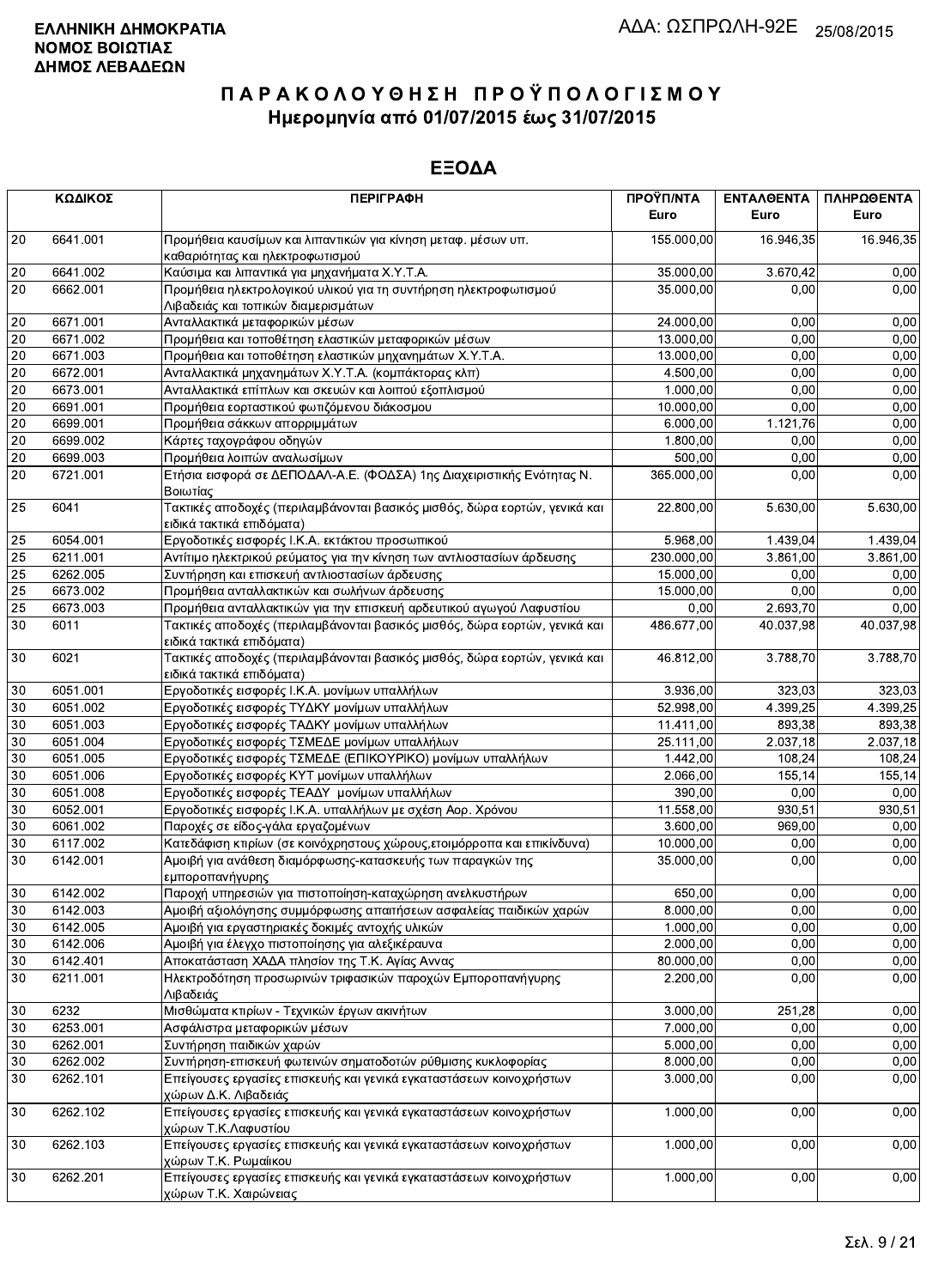**ΕΛΛΗΝΙΚΗ ΔΗΜΟΚΡΑΤΙΑ**
**ΝΟΜΟΣ ΒΟΙΩΤΙΑΣ**
**ΔΗΜΟΣ ΛΕΒΑΔΕΩΝ**

ΑΔΑ: ΩΣΠΡΩΛΗ-92Ε 25/08/2015

# ΠΑΡΑΚΟΛΟΥΘΗΣΗ ΠΡΟΫΠΟΛΟΓΙΣΜΟΥ

## Ημερομηνία από 01/07/2015 έως 31/07/2015

## ΕΞΟΔΑ

| ΚΩΔΙΚΟΣ | | ΠΕΡΙΓΡΑΦΗ | ΠΡΟΫΠ/ΝΤΑ Euro | ΕΝΤΑΛΘΕΝΤΑ Euro | ΠΛΗΡΩΘΕΝΤΑ Euro |
|---|---|---|---|---|---|
| 20 | 6641.001 | Προμήθεια καυσίμων και λιπαντικών για κίνηση μεταφ. μέσων υπ. καθαριότητας και ηλεκτροφωτισμού | 155.000,00 | 16.946,35 | 16.946,35 |
| 20 | 6641.002 | Καύσιμα και λιπαντικά για μηχανήματα Χ.Υ.Τ.Α. | 35.000,00 | 3.670,42 | 0,00 |
| 20 | 6662.001 | Προμήθεια ηλεκτρολογικού υλικού για τη συντήρηση ηλεκτροφωτισμού Λιβαδειάς και τοπικών διαμερισμάτων | 35.000,00 | 0,00 | 0,00 |
| 20 | 6671.001 | Ανταλλακτικά μεταφορικών μέσων | 24.000,00 | 0,00 | 0,00 |
| 20 | 6671.002 | Προμήθεια και τοποθέτηση ελαστικών μεταφορικών μέσων | 13.000,00 | 0,00 | 0,00 |
| 20 | 6671.003 | Προμήθεια και τοποθέτηση ελαστικών μηχανημάτων Χ.Υ.Τ.Α. | 13.000,00 | 0,00 | 0,00 |
| 20 | 6672.001 | Ανταλλακτικά μηχανημάτων Χ.Υ.Τ.Α. (κομπάκτορας κλπ) | 4.500,00 | 0,00 | 0,00 |
| 20 | 6673.001 | Ανταλλακτικά επίπλων και σκευών και λοιπού εξοπλισμού | 1.000,00 | 0,00 | 0,00 |
| 20 | 6691.001 | Προμήθεια εορταστικού φωτιζόμενου διάκοσμου | 10.000,00 | 0,00 | 0,00 |
| 20 | 6699.001 | Προμήθεια σάκκων απορριμμάτων | 6.000,00 | 1.121,76 | 0,00 |
| 20 | 6699.002 | Κάρτες ταχογράφου οδηγών | 1.800,00 | 0,00 | 0,00 |
| 20 | 6699.003 | Προμήθεια λοιπών αναλωσίμων | 500,00 | 0,00 | 0,00 |
| 20 | 6721.001 | Ετήσια εισφορά σε ΔΕΠΟΔΑΛ-Α.Ε. (ΦΟΔΣΑ) 1ης Διαχειριστικής Ενότητας Ν. Βοιωτίας | 365.000,00 | 0,00 | 0,00 |
| 25 | 6041 | Τακτικές αποδοχές (περιλαμβάνονται βασικός μισθός, δώρα εορτών, γενικά και ειδικά τακτικά επιδόματα) | 22.800,00 | 5.630,00 | 5.630,00 |
| 25 | 6054.001 | Εργοδοτικές εισφορές Ι.Κ.Α. εκτάκτου προσωπικού | 5.968,00 | 1.439,04 | 1.439,04 |
| 25 | 6211.001 | Αντίτιμο ηλεκτρικού ρεύματος για την κίνηση των αντλιοστασίων άρδευσης | 230.000,00 | 3.861,00 | 3.861,00 |
| 25 | 6262.005 | Συντήρηση και επισκευή αντλιοστασίων άρδευσης | 15.000,00 | 0,00 | 0,00 |
| 25 | 6673.002 | Προμήθεια ανταλλακτικών και σωλήνων άρδευσης | 15.000,00 | 0,00 | 0,00 |
| 25 | 6673.003 | Προμήθεια ανταλλακτικών για την επισκευή αρδευτικού αγωγού Λαφυστίου | 0,00 | 2.693,70 | 0,00 |
| 30 | 6011 | Τακτικές αποδοχές (περιλαμβάνονται βασικός μισθός, δώρα εορτών, γενικά και ειδικά τακτικά επιδόματα) | 486.677,00 | 40.037,98 | 40.037,98 |
| 30 | 6021 | Τακτικές αποδοχές (περιλαμβάνονται βασικός μισθός, δώρα εορτών, γενικά και ειδικά τακτικά επιδόματα) | 46.812,00 | 3.788,70 | 3.788,70 |
| 30 | 6051.001 | Εργοδοτικές εισφορές Ι.Κ.Α. μονίμων υπαλλήλων | 3.936,00 | 323,03 | 323,03 |
| 30 | 6051.002 | Εργοδοτικές εισφορές ΤΥΔΚΥ μονίμων υπαλλήλων | 52.998,00 | 4.399,25 | 4.399,25 |
| 30 | 6051.003 | Εργοδοτικές εισφορές ΤΑΔΚΥ μονίμων υπαλλήλων | 11.411,00 | 893,38 | 893,38 |
| 30 | 6051.004 | Εργοδοτικές εισφορές ΤΣΜΕΔΕ μονίμων υπαλλήλων | 25.111,00 | 2.037,18 | 2.037,18 |
| 30 | 6051.005 | Εργοδοτικές εισφορές ΤΣΜΕΔΕ (ΕΠΙΚΟΥΡΙΚΟ) μονίμων υπαλλήλων | 1.442,00 | 108,24 | 108,24 |
| 30 | 6051.006 | Εργοδοτικές εισφορές ΚΥΤ μονίμων υπαλλήλων | 2.066,00 | 155,14 | 155,14 |
| 30 | 6051.008 | Εργοδοτικές εισφορές ΤΕΑΔΥ μονίμων υπαλλήλων | 390,00 | 0,00 | 0,00 |
| 30 | 6052.001 | Εργοδοτικές εισφορές Ι.Κ.Α. υπαλλήλων με σχέση Αορ. Χρόνου | 11.558,00 | 930,51 | 930,51 |
| 30 | 6061.002 | Παροχές σε είδος-γάλα εργαζομένων | 3.600,00 | 969,00 | 0,00 |
| 30 | 6117.002 | Κατεδάφιση κτιρίων (σε κοινόχρηστους χώρους,ετοιμόρροπα και επικίνδυνα) | 10.000,00 | 0,00 | 0,00 |
| 30 | 6142.001 | Αμοιβή για ανάθεση διαμόρφωσης-κατασκευής των παραγκών της εμποροπανήγυρης | 35.000,00 | 0,00 | 0,00 |
| 30 | 6142.002 | Παροχή υπηρεσιών για πιστοποίηση-καταχώρηση ανελκυστήρων | 650,00 | 0,00 | 0,00 |
| 30 | 6142.003 | Αμοιβή αξιολόγησης συμμόρφωσης απαιτήσεων ασφαλείας παιδικών χαρών | 8.000,00 | 0,00 | 0,00 |
| 30 | 6142.005 | Αμοιβή για εργαστηριακές δοκιμές αντοχής υλικών | 1.000,00 | 0,00 | 0,00 |
| 30 | 6142.006 | Αμοιβή για έλεγχο πιστοποίησης για αλεξικέραυνα | 2.000,00 | 0,00 | 0,00 |
| 30 | 6142.401 | Αποκατάσταση ΧΑΔΑ πλησίον της Τ.Κ. Αγίας Αννας | 80.000,00 | 0,00 | 0,00 |
| 30 | 6211.001 | Ηλεκτροδότηση προσωρινών τριφασικών παροχών Εμποροπανήγυρης Λιβαδειάς | 2.200,00 | 0,00 | 0,00 |
| 30 | 6232 | Μισθώματα κτιρίων - Τεχνικών έργων ακινήτων | 3.000,00 | 251,28 | 0,00 |
| 30 | 6253.001 | Ασφάλιστρα μεταφορικών μέσων | 7.000,00 | 0,00 | 0,00 |
| 30 | 6262.001 | Συντήρηση παιδικών χαρών | 5.000,00 | 0,00 | 0,00 |
| 30 | 6262.002 | Συντήρηση-επισκευή φωτεινών σηματοδοτών ρύθμισης κυκλοφορίας | 8.000,00 | 0,00 | 0,00 |
| 30 | 6262.101 | Επείγουσες εργασίες επισκευής και γενικά εγκαταστάσεων κοινοχρήστων χώρων Δ.Κ. Λιβαδειάς | 3.000,00 | 0,00 | 0,00 |
| 30 | 6262.102 | Επείγουσες εργασίες επισκευής και γενικά εγκαταστάσεων κοινοχρήστων χώρων Τ.Κ.Λαφυστίου | 1.000,00 | 0,00 | 0,00 |
| 30 | 6262.103 | Επείγουσες εργασίες επισκευής και γενικά εγκαταστάσεων κοινοχρήστων χώρων Τ.Κ. Ρωμαίικου | 1.000,00 | 0,00 | 0,00 |
| 30 | 6262.201 | Επείγουσες εργασίες επισκευής και γενικά εγκαταστάσεων κοινοχρήστων χώρων Τ.Κ. Χαιρώνειας | 1.000,00 | 0,00 | 0,00 |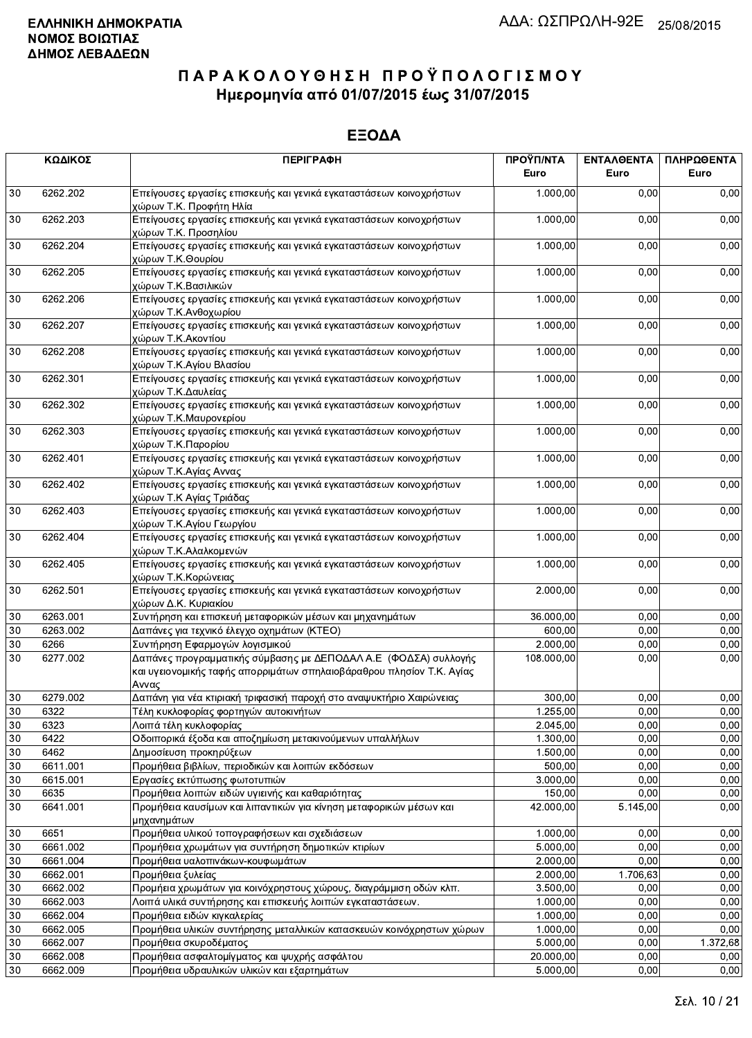**ΕΛΛΗΝΙΚΗ ΔΗΜΟΚΡΑΤΙΑ**
**ΝΟΜΟΣ ΒΟΙΩΤΙΑΣ**
**ΔΗΜΟΣ ΛΕΒΑΔΕΩΝ**

ΑΔΑ: ΩΣΠΡΩΛΗ-92Ε 25/08/2015

# Π Α Ρ Α Κ Ο Λ Ο Υ Θ Η Σ Η  Π Ρ Ο Ϋ Π Ο Λ Ο Γ Ι Σ Μ Ο Υ
## Ημερομηνία από 01/07/2015 έως 31/07/2015

## ΕΞΟΔΑ

| ΚΩΔΙΚΟΣ | | ΠΕΡΙΓΡΑΦΗ | ΠΡΟΫΠ/ΝΤΑ Euro | ΕΝΤΑΛΘΕΝΤΑ Euro | ΠΛΗΡΩΘΕΝΤΑ Euro |
|---|---|---|---|---|---|
| 30 | 6262.202 | Επείγουσες εργασίες επισκευής και γενικά εγκαταστάσεων κοινοχρήστων χώρων Τ.Κ. Προφήτη Ηλία | 1.000,00 | 0,00 | 0,00 |
| 30 | 6262.203 | Επείγουσες εργασίες επισκευής και γενικά εγκαταστάσεων κοινοχρήστων χώρων Τ.Κ. Προσηλίου | 1.000,00 | 0,00 | 0,00 |
| 30 | 6262.204 | Επείγουσες εργασίες επισκευής και γενικά εγκαταστάσεων κοινοχρήστων χώρων Τ.Κ.Θουρίου | 1.000,00 | 0,00 | 0,00 |
| 30 | 6262.205 | Επείγουσες εργασίες επισκευής και γενικά εγκαταστάσεων κοινοχρήστων χώρων Τ.Κ.Βασιλικών | 1.000,00 | 0,00 | 0,00 |
| 30 | 6262.206 | Επείγουσες εργασίες επισκευής και γενικά εγκαταστάσεων κοινοχρήστων χώρων Τ.Κ.Ανθοχωρίου | 1.000,00 | 0,00 | 0,00 |
| 30 | 6262.207 | Επείγουσες εργασίες επισκευής και γενικά εγκαταστάσεων κοινοχρήστων χώρων Τ.Κ.Ακοντίου | 1.000,00 | 0,00 | 0,00 |
| 30 | 6262.208 | Επείγουσες εργασίες επισκευής και γενικά εγκαταστάσεων κοινοχρήστων χώρων Τ.Κ.Αγίου Βλασίου | 1.000,00 | 0,00 | 0,00 |
| 30 | 6262.301 | Επείγουσες εργασίες επισκευής και γενικά εγκαταστάσεων κοινοχρήστων χώρων Τ.Κ.Δαυλείας | 1.000,00 | 0,00 | 0,00 |
| 30 | 6262.302 | Επείγουσες εργασίες επισκευής και γενικά εγκαταστάσεων κοινοχρήστων χώρων Τ.Κ.Μαυρονερίου | 1.000,00 | 0,00 | 0,00 |
| 30 | 6262.303 | Επείγουσες εργασίες επισκευής και γενικά εγκαταστάσεων κοινοχρήστων χώρων Τ.Κ.Παρορίου | 1.000,00 | 0,00 | 0,00 |
| 30 | 6262.401 | Επείγουσες εργασίες επισκευής και γενικά εγκαταστάσεων κοινοχρήστων χώρων Τ.Κ.Αγίας Αννας | 1.000,00 | 0,00 | 0,00 |
| 30 | 6262.402 | Επείγουσες εργασίες επισκευής και γενικά εγκαταστάσεων κοινοχρήστων χώρων Τ.Κ Αγίας Τριάδας | 1.000,00 | 0,00 | 0,00 |
| 30 | 6262.403 | Επείγουσες εργασίες επισκευής και γενικά εγκαταστάσεων κοινοχρήστων χώρων Τ.Κ.Αγίου Γεωργίου | 1.000,00 | 0,00 | 0,00 |
| 30 | 6262.404 | Επείγουσες εργασίες επισκευής και γενικά εγκαταστάσεων κοινοχρήστων χώρων Τ.Κ.Αλαλκομενών | 1.000,00 | 0,00 | 0,00 |
| 30 | 6262.405 | Επείγουσες εργασίες επισκευής και γενικά εγκαταστάσεων κοινοχρήστων χώρων Τ.Κ.Κορώνειας | 1.000,00 | 0,00 | 0,00 |
| 30 | 6262.501 | Επείγουσες εργασίες επισκευής και γενικά εγκαταστάσεων κοινοχρήστων χώρων Δ.Κ. Κυριακίου | 2.000,00 | 0,00 | 0,00 |
| 30 | 6263.001 | Συντήρηση και επισκευή μεταφορικών μέσων και μηχανημάτων | 36.000,00 | 0,00 | 0,00 |
| 30 | 6263.002 | Δαπάνες για τεχνικό έλεγχο οχημάτων (ΚΤΕΟ) | 600,00 | 0,00 | 0,00 |
| 30 | 6266 | Συντήρηση Εφαρμογών λογισμικού | 2.000,00 | 0,00 | 0,00 |
| 30 | 6277.002 | Δαπάνες προγραμματικής σύμβασης με ΔΕΠΟΔΑΛ Α.Ε (ΦΟΔΣΑ) συλλογής και υγειονομικής ταφής απορριμάτων σπηλαιοβάραθρου πλησίον Τ.Κ. Αγίας Αννας | 108.000,00 | 0,00 | 0,00 |
| 30 | 6279.002 | Δαπάνη για νέα κτιριακή τριφασική παροχή στο αναψυκτήριο Χαιρώνειας | 300,00 | 0,00 | 0,00 |
| 30 | 6322 | Τέλη κυκλοφορίας φορτηγών αυτοκινήτων | 1.255,00 | 0,00 | 0,00 |
| 30 | 6323 | Λοιπά τέλη κυκλοφορίας | 2.045,00 | 0,00 | 0,00 |
| 30 | 6422 | Οδοιπορικά έξοδα και αποζημίωση μετακινούμενων υπαλλήλων | 1.300,00 | 0,00 | 0,00 |
| 30 | 6462 | Δημοσίευση προκηρύξεων | 1.500,00 | 0,00 | 0,00 |
| 30 | 6611.001 | Προμήθεια βιβλίων, περιοδικών και λοιπών εκδόσεων | 500,00 | 0,00 | 0,00 |
| 30 | 6615.001 | Εργασίες εκτύπωσης φωτοτυπιών | 3.000,00 | 0,00 | 0,00 |
| 30 | 6635 | Προμήθεια λοιπών ειδών υγιεινής και καθαριότητας | 150,00 | 0,00 | 0,00 |
| 30 | 6641.001 | Προμήθεια καυσίμων και λιπαντικών για κίνηση μεταφορικών μέσων και μηχανημάτων | 42.000,00 | 5.145,00 | 0,00 |
| 30 | 6651 | Προμήθεια υλικού τοπογραφήσεων και σχεδιάσεων | 1.000,00 | 0,00 | 0,00 |
| 30 | 6661.002 | Προμήθεια χρωμάτων για συντήρηση δημοτικών κτιρίων | 5.000,00 | 0,00 | 0,00 |
| 30 | 6661.004 | Προμήθεια υαλοπινάκων-κουφωμάτων | 2.000,00 | 0,00 | 0,00 |
| 30 | 6662.001 | Προμήθεια ξυλείας | 2.000,00 | 1.706,63 | 0,00 |
| 30 | 6662.002 | Προμήεια χρωμάτων για κοινόχρηστους χώρους, διαγράμμιση οδών κλπ. | 3.500,00 | 0,00 | 0,00 |
| 30 | 6662.003 | Λοιπά υλικά συντήρησης και επισκευής λοιπών εγκαταστάσεων. | 1.000,00 | 0,00 | 0,00 |
| 30 | 6662.004 | Προμήθεια ειδών κιγκαλερίας | 1.000,00 | 0,00 | 0,00 |
| 30 | 6662.005 | Προμήθεια υλικών συντήρησης μεταλλικών κατασκευών κοινόχρηστων χώρων | 1.000,00 | 0,00 | 0,00 |
| 30 | 6662.007 | Προμήθεια σκυροδέματος | 5.000,00 | 0,00 | 1.372,68 |
| 30 | 6662.008 | Προμήθεια ασφαλτομίγματος και ψυχρής ασφάλτου | 20.000,00 | 0,00 | 0,00 |
| 30 | 6662.009 | Προμήθεια υδραυλικών υλικών και εξαρτημάτων | 5.000,00 | 0,00 | 0,00 |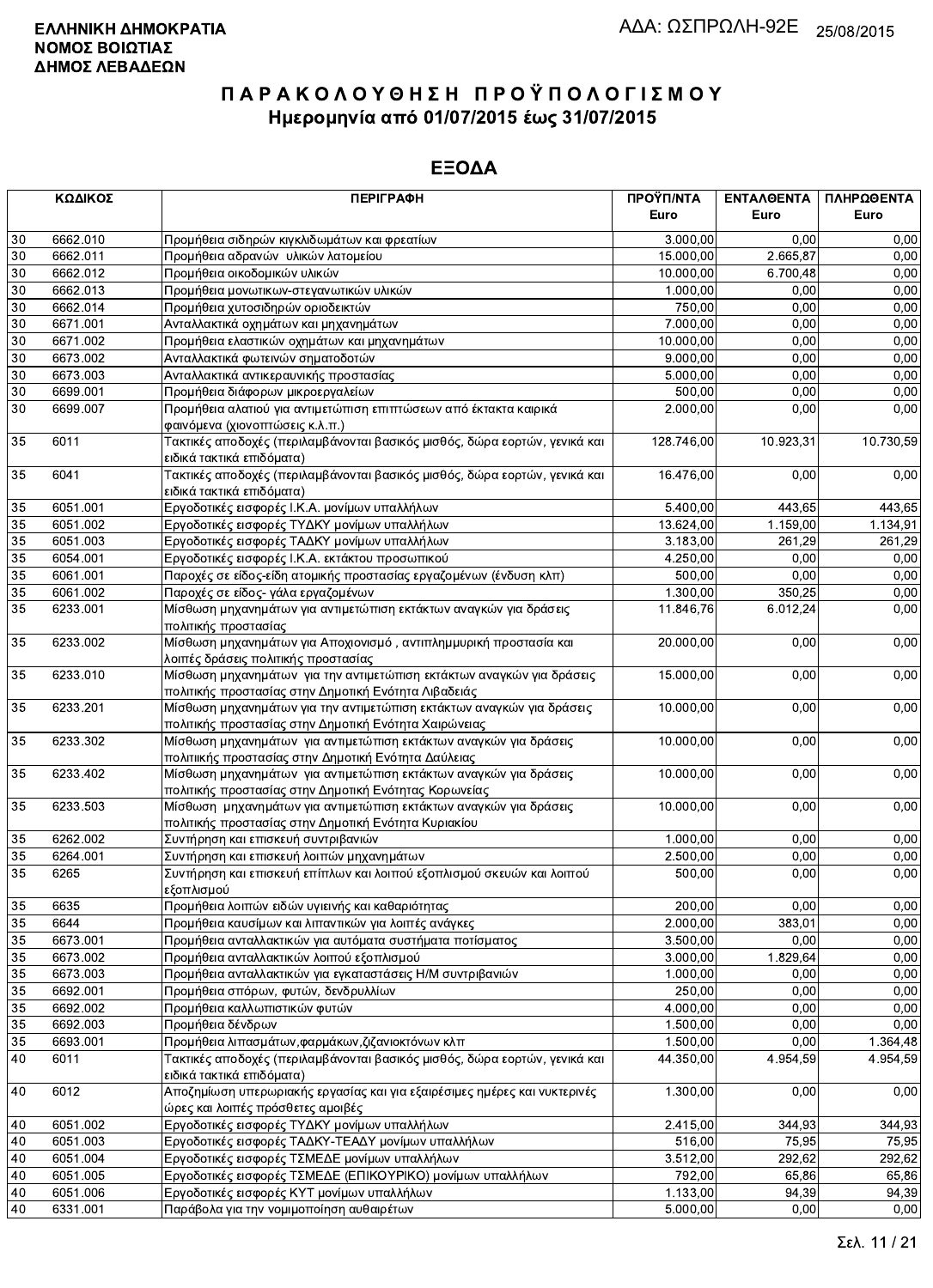**ΕΛΛΗΝΙΚΗ ΔΗΜΟΚΡΑΤΙΑ**
**ΝΟΜΟΣ ΒΟΙΩΤΙΑΣ**
**ΔΗΜΟΣ ΛΕΒΑΔΕΩΝ**

ΑΔΑ: ΩΣΠΡΩΛΗ-92Ε 25/08/2015

# ΠΑΡΑΚΟΛΟΥΘΗΣΗ ΠΡΟΫΠΟΛΟΓΙΣΜΟΥ
## Ημερομηνία από 01/07/2015 έως 31/07/2015

## ΕΞΟΔΑ

| ΚΩΔΙΚΟΣ | | ΠΕΡΙΓΡΑΦΗ | ΠΡΟΫΠ/ΝΤΑ Euro | ΕΝΤΑΛΘΕΝΤΑ Euro | ΠΛΗΡΩΘΕΝΤΑ Euro |
|---|---|---|---|---|---|
| 30 | 6662.010 | Προμήθεια σιδηρών κιγκλιδωμάτων και φρεατίων | 3.000,00 | 0,00 | 0,00 |
| 30 | 6662.011 | Προμήθεια αδρανών υλικών λατομείου | 15.000,00 | 2.665,87 | 0,00 |
| 30 | 6662.012 | Προμήθεια οικοδομικών υλικών | 10.000,00 | 6.700,48 | 0,00 |
| 30 | 6662.013 | Προμήθεια μονωτικων-στεγανωτικών υλικών | 1.000,00 | 0,00 | 0,00 |
| 30 | 6662.014 | Προμήθεια χυτοσιδηρών οριοδεικτών | 750,00 | 0,00 | 0,00 |
| 30 | 6671.001 | Ανταλλακτικά οχημάτων και μηχανημάτων | 7.000,00 | 0,00 | 0,00 |
| 30 | 6671.002 | Προμήθεια ελαστικών οχημάτων και μηχανημάτων | 10.000,00 | 0,00 | 0,00 |
| 30 | 6673.002 | Ανταλλακτικά φωτεινών σηματοδοτών | 9.000,00 | 0,00 | 0,00 |
| 30 | 6673.003 | Ανταλλακτικά αντικεραυνικής προστασίας | 5.000,00 | 0,00 | 0,00 |
| 30 | 6699.001 | Προμήθεια διάφορων μικροεργαλείων | 500,00 | 0,00 | 0,00 |
| 30 | 6699.007 | Προμήθεια αλατιού για αντιμετώπιση επιπτώσεων από έκτακτα καιρικά φαινόμενα (χιονοπτώσεις κ.λ.π.) | 2.000,00 | 0,00 | 0,00 |
| 35 | 6011 | Τακτικές αποδοχές (περιλαμβάνονται βασικός μισθός, δώρα εορτών, γενικά και ειδικά τακτικά επιδόματα) | 128.746,00 | 10.923,31 | 10.730,59 |
| 35 | 6041 | Τακτικές αποδοχές (περιλαμβάνονται βασικός μισθός, δώρα εορτών, γενικά και ειδικά τακτικά επιδόματα) | 16.476,00 | 0,00 | 0,00 |
| 35 | 6051.001 | Εργοδοτικές εισφορές Ι.Κ.Α. μονίμων υπαλλήλων | 5.400,00 | 443,65 | 443,65 |
| 35 | 6051.002 | Εργοδοτικές εισφορές ΤΥΔΚΥ μονίμων υπαλλήλων | 13.624,00 | 1.159,00 | 1.134,91 |
| 35 | 6051.003 | Εργοδοτικές εισφορές ΤΑΔΚΥ μονίμων υπαλλήλων | 3.183,00 | 261,29 | 261,29 |
| 35 | 6054.001 | Εργοδοτικές εισφορές Ι.Κ.Α. εκτάκτου προσωπικού | 4.250,00 | 0,00 | 0,00 |
| 35 | 6061.001 | Παροχές σε είδος-είδη ατομικής προστασίας εργαζομένων (ένδυση κλπ) | 500,00 | 0,00 | 0,00 |
| 35 | 6061.002 | Παροχές σε είδος- γάλα εργαζομένων | 1.300,00 | 350,25 | 0,00 |
| 35 | 6233.001 | Μίσθωση μηχανημάτων για αντιμετώπιση εκτάκτων αναγκών για δράσεις πολιτικής προστασίας | 11.846,76 | 6.012,24 | 0,00 |
| 35 | 6233.002 | Μίσθωση μηχανημάτων για Αποχιονισμό , αντιπλημμυρική προστασία και λοιπές δράσεις πολιτικής προστασίας | 20.000,00 | 0,00 | 0,00 |
| 35 | 6233.010 | Μίσθωση μηχανημάτων για την αντιμετώπιση εκτάκτων αναγκών για δράσεις πολιτικής προστασίας στην Δημοτική Ενότητα Λιβαδειάς | 15.000,00 | 0,00 | 0,00 |
| 35 | 6233.201 | Μίσθωση μηχανημάτων για την αντιμετώπιση εκτάκτων αναγκών για δράσεις πολιτικής προστασίας στην Δημοτική Ενότητα Χαιρώνειας | 10.000,00 | 0,00 | 0,00 |
| 35 | 6233.302 | Μίσθωση μηχανημάτων για αντιμετώπιση εκτάκτων αναγκών για δράσεις πολιτιικής προστασίας στην Δημοτική Ενότητα Δαύλειας | 10.000,00 | 0,00 | 0,00 |
| 35 | 6233.402 | Μίσθωση μηχανημάτων για αντιμετώπιση εκτάκτων αναγκών για δράσεις πολιτικής προστασίας στην Δημοτική Ενότητας Κορωνείας | 10.000,00 | 0,00 | 0,00 |
| 35 | 6233.503 | Μίσθωση μηχανημάτων για αντιμετώπιση εκτάκτων αναγκών για δράσεις πολιτικής προστασίας στην Δημοτική Ενότητα Κυριακίου | 10.000,00 | 0,00 | 0,00 |
| 35 | 6262.002 | Συντήρηση και επισκευή συντριβανιών | 1.000,00 | 0,00 | 0,00 |
| 35 | 6264.001 | Συντήρηση και επισκευή λοιπών μηχανημάτων | 2.500,00 | 0,00 | 0,00 |
| 35 | 6265 | Συντήρηση και επισκευή επίπλων και λοιπού εξοπλισμού σκευών και λοιπού εξοπλισμού | 500,00 | 0,00 | 0,00 |
| 35 | 6635 | Προμήθεια λοιπών ειδών υγιεινής και καθαριότητας | 200,00 | 0,00 | 0,00 |
| 35 | 6644 | Προμήθεια καυσίμων και λιπαντικών για λοιπές ανάγκες | 2.000,00 | 383,01 | 0,00 |
| 35 | 6673.001 | Προμήθεια ανταλλακτικών για αυτόματα συστήματα ποτίσματος | 3.500,00 | 0,00 | 0,00 |
| 35 | 6673.002 | Προμήθεια ανταλλακτικών λοιπού εξοπλισμού | 3.000,00 | 1.829,64 | 0,00 |
| 35 | 6673.003 | Προμήθεια ανταλλακτικών για εγκαταστάσεις Η/Μ συντριβανιών | 1.000,00 | 0,00 | 0,00 |
| 35 | 6692.001 | Προμήθεια σπόρων, φυτών, δενδρυλλίων | 250,00 | 0,00 | 0,00 |
| 35 | 6692.002 | Προμήθεια καλλωπιστικών φυτών | 4.000,00 | 0,00 | 0,00 |
| 35 | 6692.003 | Προμήθεια δένδρων | 1.500,00 | 0,00 | 0,00 |
| 35 | 6693.001 | Προμήθεια λιπασμάτων,φαρμάκων,ζιζανιοκτόνων κλπ | 1.500,00 | 0,00 | 1.364,48 |
| 40 | 6011 | Τακτικές αποδοχές (περιλαμβάνονται βασικός μισθός, δώρα εορτών, γενικά και ειδικά τακτικά επιδόματα) | 44.350,00 | 4.954,59 | 4.954,59 |
| 40 | 6012 | Αποζημίωση υπερωριακής εργασίας και για εξαιρέσιμες ημέρες και νυκτερινές ώρες και λοιπές πρόσθετες αμοιβές | 1.300,00 | 0,00 | 0,00 |
| 40 | 6051.002 | Εργοδοτικές εισφορές ΤΥΔΚΥ μονίμων υπαλλήλων | 2.415,00 | 344,93 | 344,93 |
| 40 | 6051.003 | Εργοδοτικές εισφορές ΤΑΔΚΥ-ΤΕΑΔΥ μονίμων υπαλλήλων | 516,00 | 75,95 | 75,95 |
| 40 | 6051.004 | Εργοδοτικές εισφορές ΤΣΜΕΔΕ μονίμων υπαλλήλων | 3.512,00 | 292,62 | 292,62 |
| 40 | 6051.005 | Εργοδοτικές εισφορές ΤΣΜΕΔΕ (ΕΠΙΚΟΥΡΙΚΟ) μονίμων υπαλλήλων | 792,00 | 65,86 | 65,86 |
| 40 | 6051.006 | Εργοδοτικές εισφορές ΚΥΤ μονίμων υπαλλήλων | 1.133,00 | 94,39 | 94,39 |
| 40 | 6331.001 | Παράβολα για την νομιμοποίηση αυθαιρέτων | 5.000,00 | 0,00 | 0,00 |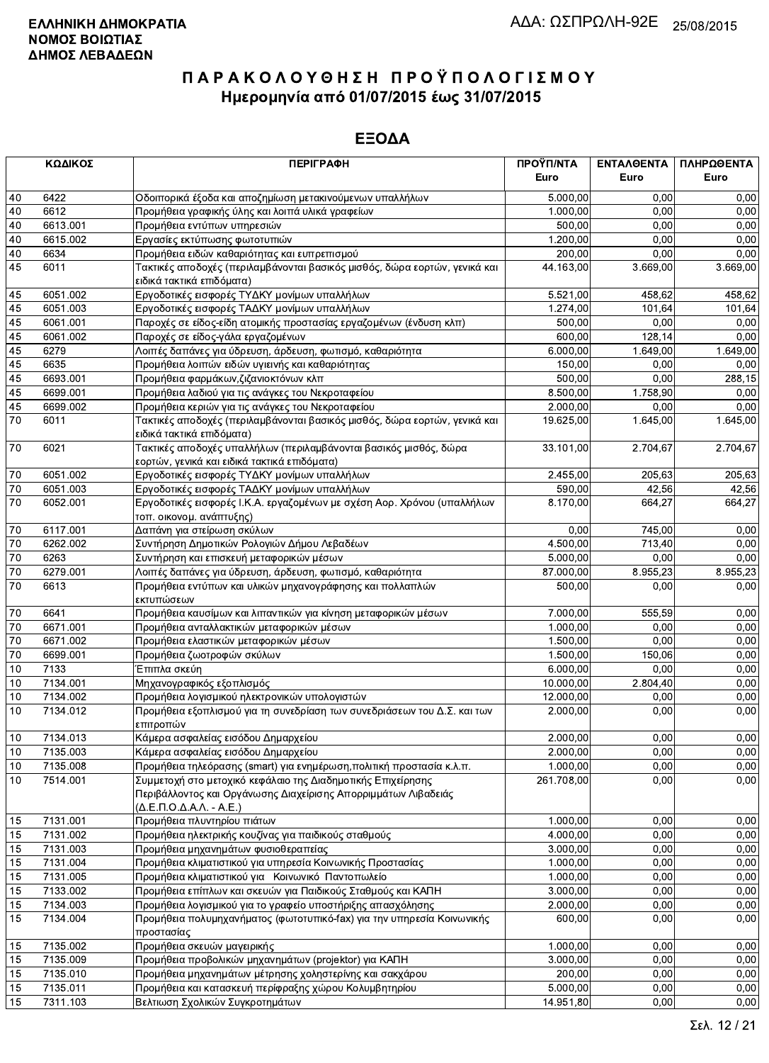**ΕΛΛΗΝΙΚΗ ΔΗΜΟΚΡΑΤΙΑ**
**ΝΟΜΟΣ ΒΟΙΩΤΙΑΣ**
**ΔΗΜΟΣ ΛΕΒΑΔΕΩΝ**

ΑΔΑ: ΩΣΠΡΩΛΗ-92Ε 25/08/2015

# ΠΑΡΑΚΟΛΟΥΘΗΣΗ ΠΡΟΫΠΟΛΟΓΙΣΜΟΥ
## Ημερομηνία από 01/07/2015 έως 31/07/2015

## ΕΞΟΔΑ

| ΚΩΔΙΚΟΣ | | ΠΕΡΙΓΡΑΦΗ | ΠΡΟΫΠ/ΝΤΑ Euro | ΕΝΤΑΛΘΕΝΤΑ Euro | ΠΛΗΡΩΘΕΝΤΑ Euro |
|---|---|---|---|---|---|
| 40 | 6422 | Οδοιπορικά έξοδα και αποζημίωση μετακινούμενων υπαλλήλων | 5.000,00 | 0,00 | 0,00 |
| 40 | 6612 | Προμήθεια γραφικής ύλης και λοιπά υλικά γραφείων | 1.000,00 | 0,00 | 0,00 |
| 40 | 6613.001 | Προμήθεια εντύπων υπηρεσιών | 500,00 | 0,00 | 0,00 |
| 40 | 6615.002 | Εργασίες εκτύπωσης φωτοτυπιών | 1.200,00 | 0,00 | 0,00 |
| 40 | 6634 | Προμήθεια ειδών καθαριότητας και ευπρεπισμού | 200,00 | 0,00 | 0,00 |
| 45 | 6011 | Τακτικές αποδοχές (περιλαμβάνονται βασικός μισθός, δώρα εορτών, γενικά και ειδικά τακτικά επιδόματα) | 44.163,00 | 3.669,00 | 3.669,00 |
| 45 | 6051.002 | Εργοδοτικές εισφορές ΤΥΔΚΥ μονίμων υπαλλήλων | 5.521,00 | 458,62 | 458,62 |
| 45 | 6051.003 | Εργοδοτικές εισφορές ΤΑΔΚΥ μονίμων υπαλλήλων | 1.274,00 | 101,64 | 101,64 |
| 45 | 6061.001 | Παροχές σε είδος-είδη ατομικής προστασίας εργαζομένων (ένδυση κλπ) | 500,00 | 0,00 | 0,00 |
| 45 | 6061.002 | Παροχές σε είδος-γάλα εργαζομένων | 600,00 | 128,14 | 0,00 |
| 45 | 6279 | Λοιπές δαπάνες για ύδρευση, άρδευση, φωτισμό, καθαριότητα | 6.000,00 | 1.649,00 | 1.649,00 |
| 45 | 6635 | Προμήθεια λοιπών ειδών υγιεινής και καθαριότητας | 150,00 | 0,00 | 0,00 |
| 45 | 6693.001 | Προμήθεια φαρμάκων,ζιζανιοκτόνων κλπ | 500,00 | 0,00 | 288,15 |
| 45 | 6699.001 | Προμήθεια λαδιού για τις ανάγκες του Νεκροταφείου | 8.500,00 | 1.758,90 | 0,00 |
| 45 | 6699.002 | Προμήθεια κεριών για τις ανάγκες του Νεκροταφείου | 2.000,00 | 0,00 | 0,00 |
| 70 | 6011 | Τακτικές αποδοχές (περιλαμβάνονται βασικός μισθός, δώρα εορτών, γενικά και ειδικά τακτικά επιδόματα) | 19.625,00 | 1.645,00 | 1.645,00 |
| 70 | 6021 | Τακτικές αποδοχές υπαλλήλων (περιλαμβάνονται βασικός μισθός, δώρα εορτών, γενικά και ειδικά τακτικά επιδόματα) | 33.101,00 | 2.704,67 | 2.704,67 |
| 70 | 6051.002 | Εργοδοτικές εισφορές ΤΥΔΚΥ μονίμων υπαλλήλων | 2.455,00 | 205,63 | 205,63 |
| 70 | 6051.003 | Εργοδοτικές εισφορές ΤΑΔΚΥ μονίμων υπαλλήλων | 590,00 | 42,56 | 42,56 |
| 70 | 6052.001 | Εργοδοτικές εισφορές Ι.Κ.Α. εργαζομένων με σχέση Αορ. Χρόνου (υπαλλήλων τοπ. οικονομ. ανάπτυξης) | 8.170,00 | 664,27 | 664,27 |
| 70 | 6117.001 | Δαπάνη για στείρωση σκύλων | 0,00 | 745,00 | 0,00 |
| 70 | 6262.002 | Συντήρηση Δημοτικών Ρολογιών Δήμου Λεβαδέων | 4.500,00 | 713,40 | 0,00 |
| 70 | 6263 | Συντήρηση και επισκευή μεταφορικών μέσων | 5.000,00 | 0,00 | 0,00 |
| 70 | 6279.001 | Λοιπές δαπάνες για ύδρευση, άρδευση, φωτισμό, καθαριότητα | 87.000,00 | 8.955,23 | 8.955,23 |
| 70 | 6613 | Προμήθεια εντύπων και υλικών μηχανογράφησης και πολλαπλών εκτυπώσεων | 500,00 | 0,00 | 0,00 |
| 70 | 6641 | Προμήθεια καυσίμων και λιπαντικών για κίνηση μεταφορικών μέσων | 7.000,00 | 555,59 | 0,00 |
| 70 | 6671.001 | Προμήθεια ανταλλακτικών μεταφορικών μέσων | 1.000,00 | 0,00 | 0,00 |
| 70 | 6671.002 | Προμήθεια ελαστικών μεταφορικών μέσων | 1.500,00 | 0,00 | 0,00 |
| 70 | 6699.001 | Προμήθεια ζωοτροφών σκύλων | 1.500,00 | 150,06 | 0,00 |
| 10 | 7133 | Έπιπλα σκεύη | 6.000,00 | 0,00 | 0,00 |
| 10 | 7134.001 | Μηχανογραφικός εξοπλισμός | 10.000,00 | 2.804,40 | 0,00 |
| 10 | 7134.002 | Προμήθεια λογισμικού ηλεκτρονικών υπολογιστών | 12.000,00 | 0,00 | 0,00 |
| 10 | 7134.012 | Προμήθεια εξοπλισμού για τη συνεδρίαση των συνεδριάσεων του Δ.Σ. και των επιτροπών | 2.000,00 | 0,00 | 0,00 |
| 10 | 7134.013 | Κάμερα ασφαλείας εισόδου Δημαρχείου | 2.000,00 | 0,00 | 0,00 |
| 10 | 7135.003 | Κάμερα ασφαλείας εισόδου Δημαρχείου | 2.000,00 | 0,00 | 0,00 |
| 10 | 7135.008 | Προμήθεια τηλεόρασης (smart) για ενημέρωση,πολιτική προστασία κ.λ.π. | 1.000,00 | 0,00 | 0,00 |
| 10 | 7514.001 | Συμμετοχή στο μετοχικό κεφάλαιο της Διαδημοτικής Επιχείρησης Περιβάλλοντος και Οργάνωσης Διαχείρισης Απορριμμάτων Λιβαδειάς (Δ.Ε.Π.Ο.Δ.Α.Λ. - Α.Ε.) | 261.708,00 | 0,00 | 0,00 |
| 15 | 7131.001 | Προμήθεια πλυντηρίου πιάτων | 1.000,00 | 0,00 | 0,00 |
| 15 | 7131.002 | Προμήθεια ηλεκτρικής κουζίνας για παιδικούς σταθμούς | 4.000,00 | 0,00 | 0,00 |
| 15 | 7131.003 | Προμήθεια μηχανημάτων φυσιοθεραπείας | 3.000,00 | 0,00 | 0,00 |
| 15 | 7131.004 | Προμήθεια κλιματιστικού για υπηρεσία Κοινωνικής Προστασίας | 1.000,00 | 0,00 | 0,00 |
| 15 | 7131.005 | Προμήθεια κλιματιστικού για Κοινωνικό Παντοπωλείο | 1.000,00 | 0,00 | 0,00 |
| 15 | 7133.002 | Προμήθεια επίπλων και σκευών για Παιδικούς Σταθμούς και ΚΑΠΗ | 3.000,00 | 0,00 | 0,00 |
| 15 | 7134.003 | Προμήθεια λογισμικού για το γραφείο υποστήριξης απασχόλησης | 2.000,00 | 0,00 | 0,00 |
| 15 | 7134.004 | Προμήθεια πολυμηχανήματος (φωτοτυπικό-fax) για την υπηρεσία Κοινωνικής προστασίας | 600,00 | 0,00 | 0,00 |
| 15 | 7135.002 | Προμήθεια σκευών μαγειρικής | 1.000,00 | 0,00 | 0,00 |
| 15 | 7135.009 | Προμήθεια προβολικών μηχανημάτων (projektor) για ΚΑΠΗ | 3.000,00 | 0,00 | 0,00 |
| 15 | 7135.010 | Προμήθεια μηχανημάτων μέτρησης χοληστερίνης και σακχάρου | 200,00 | 0,00 | 0,00 |
| 15 | 7135.011 | Προμήθεια και κατασκευή περίφραξης χώρου Κολυμβητηρίου | 5.000,00 | 0,00 | 0,00 |
| 15 | 7311.103 | Βελτιωση Σχολικών Συγκροτημάτων | 14.951,80 | 0,00 | 0,00 |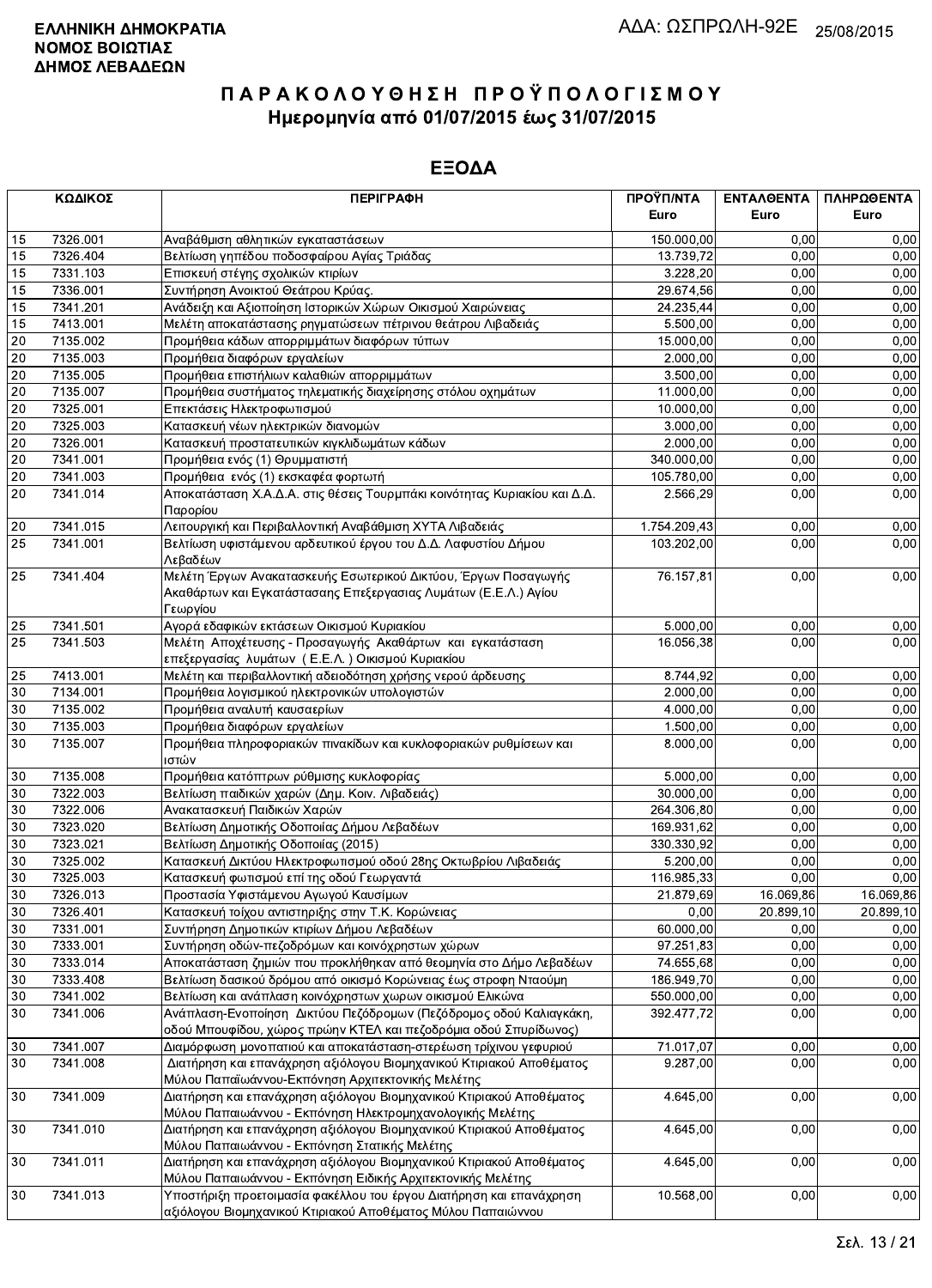**ΕΛΛΗΝΙΚΗ ΔΗΜΟΚΡΑΤΙΑ**
**ΝΟΜΟΣ ΒΟΙΩΤΙΑΣ**
**ΔΗΜΟΣ ΛΕΒΑΔΕΩΝ**

ΑΔΑ: ΩΣΠΡΩΛΗ-92Ε 25/08/2015

# ΠΑΡΑΚΟΛΟΥΘΗΣΗ ΠΡΟΫΠΟΛΟΓΙΣΜΟΥ
## Ημερομηνία από 01/07/2015 έως 31/07/2015

## ΕΞΟΔΑ

| ΚΩΔΙΚΟΣ | | ΠΕΡΙΓΡΑΦΗ | ΠΡΟΫΠ/ΝΤΑ Euro | ΕΝΤΑΛΘΕΝΤΑ Euro | ΠΛΗΡΩΘΕΝΤΑ Euro |
|---|---|---|---|---|---|
| 15 | 7326.001 | Αναβάθμιση αθλητικών εγκαταστάσεων | 150.000,00 | 0,00 | 0,00 |
| 15 | 7326.404 | Βελτίωση γηπέδου ποδοσφαίρου Αγίας Τριάδας | 13.739,72 | 0,00 | 0,00 |
| 15 | 7331.103 | Επισκευή στέγης σχολικών κτιρίων | 3.228,20 | 0,00 | 0,00 |
| 15 | 7336.001 | Συντήρηση Ανοικτού Θεάτρου Κρύας. | 29.674,56 | 0,00 | 0,00 |
| 15 | 7341.201 | Ανάδειξη και Αξιοποίηση Ιστορικών Χώρων Οικισμού Χαιρώνειας | 24.235,44 | 0,00 | 0,00 |
| 15 | 7413.001 | Μελέτη αποκατάστασης ρηγματώσεων πέτρινου θεάτρου Λιβαδειάς | 5.500,00 | 0,00 | 0,00 |
| 20 | 7135.002 | Προμήθεια κάδων απορριμμάτων διαφόρων τύπων | 15.000,00 | 0,00 | 0,00 |
| 20 | 7135.003 | Προμήθεια διαφόρων εργαλείων | 2.000,00 | 0,00 | 0,00 |
| 20 | 7135.005 | Προμήθεια επιστήλιων καλαθιών απορριμμάτων | 3.500,00 | 0,00 | 0,00 |
| 20 | 7135.007 | Προμήθεια συστήματος τηλεματικής διαχείρησης στόλου οχημάτων | 11.000,00 | 0,00 | 0,00 |
| 20 | 7325.001 | Επεκτάσεις Ηλεκτροφωτισμού | 10.000,00 | 0,00 | 0,00 |
| 20 | 7325.003 | Κατασκευή νέων ηλεκτρικών διανομών | 3.000,00 | 0,00 | 0,00 |
| 20 | 7326.001 | Κατασκευή προστατευτικών κιγκλιδωμάτων κάδων | 2.000,00 | 0,00 | 0,00 |
| 20 | 7341.001 | Προμήθεια ενός (1) Θρυμματιστή | 340.000,00 | 0,00 | 0,00 |
| 20 | 7341.003 | Προμήθεια ενός (1) εκσκαφέα φορτωτή | 105.780,00 | 0,00 | 0,00 |
| 20 | 7341.014 | Αποκατάσταση Χ.Α.Δ.Α. στις θέσεις Τουρμπάκι κοινότητας Κυριακίου και Δ.Δ. Παρορίου | 2.566,29 | 0,00 | 0,00 |
| 20 | 7341.015 | Λειτουργική και Περιβαλλοντική Αναβάθμιση ΧΥΤΑ Λιβαδειάς | 1.754.209,43 | 0,00 | 0,00 |
| 25 | 7341.001 | Βελτίωση υφιστάμενου αρδευτικού έργου του Δ.Δ. Λαφυστίου Δήμου Λεβαδέων | 103.202,00 | 0,00 | 0,00 |
| 25 | 7341.404 | Μελέτη Έργων Ανακατασκευής Εσωτερικού Δικτύου, Έργων Ποσαγωγής Ακαθάρτων και Εγκατάστασης Επεξεργασίας Λυμάτων (Ε.Ε.Λ.) Αγίου Γεωργίου | 76.157,81 | 0,00 | 0,00 |
| 25 | 7341.501 | Αγορά εδαφικών εκτάσεων Οικισμού Κυριακίου | 5.000,00 | 0,00 | 0,00 |
| 25 | 7341.503 | Μελέτη Αποχέτευσης - Προσαγωγής Ακαθάρτων και εγκατάσταση επεξεργασίας λυμάτων ( Ε.Ε.Λ. ) Οικισμού Κυριακίου | 16.056,38 | 0,00 | 0,00 |
| 25 | 7413.001 | Μελέτη και περιβαλλοντική αδειοδότηση χρήσης νερού άρδευσης | 8.744,92 | 0,00 | 0,00 |
| 30 | 7134.001 | Προμήθεια λογισμικού ηλεκτρονικών υπολογιστών | 2.000,00 | 0,00 | 0,00 |
| 30 | 7135.002 | Προμήθεια αναλυτή καυσαερίων | 4.000,00 | 0,00 | 0,00 |
| 30 | 7135.003 | Προμήθεια διαφόρων εργαλείων | 1.500,00 | 0,00 | 0,00 |
| 30 | 7135.007 | Προμήθεια πληροφοριακών πινακίδων και κυκλοφοριακών ρυθμίσεων και ιστών | 8.000,00 | 0,00 | 0,00 |
| 30 | 7135.008 | Προμήθεια κατόπτρων ρύθμισης κυκλοφορίας | 5.000,00 | 0,00 | 0,00 |
| 30 | 7322.003 | Βελτίωση παιδικών χαρών (Δημ. Κοιν. Λιβαδειάς) | 30.000,00 | 0,00 | 0,00 |
| 30 | 7322.006 | Ανακατασκευή Παιδικών Χαρών | 264.306,80 | 0,00 | 0,00 |
| 30 | 7323.020 | Βελτίωση Δημοτικής Οδοποιίας Δήμου Λεβαδέων | 169.931,62 | 0,00 | 0,00 |
| 30 | 7323.021 | Βελτίωση Δημοτικής Οδοποιίας (2015) | 330.330,92 | 0,00 | 0,00 |
| 30 | 7325.002 | Κατασκευή Δικτύου Ηλεκτροφωτισμού οδού 28ης Οκτωβρίου Λιβαδειάς | 5.200,00 | 0,00 | 0,00 |
| 30 | 7325.003 | Κατασκευή φωτισμού επί της οδού Γεωργαντά | 116.985,33 | 0,00 | 0,00 |
| 30 | 7326.013 | Προστασία Υφιστάμενου Αγωγού Καυσίμων | 21.879,69 | 16.069,86 | 16.069,86 |
| 30 | 7326.401 | Κατασκευή τοίχου αντιστηριξης στην Τ.Κ. Κορώνειας | 0,00 | 20.899,10 | 20.899,10 |
| 30 | 7331.001 | Συντήρηση Δημοτικών κτιρίων Δήμου Λεβαδέων | 60.000,00 | 0,00 | 0,00 |
| 30 | 7333.001 | Συντήρηση οδών-πεζοδρόμων και κοινόχρηστων χώρων | 97.251,83 | 0,00 | 0,00 |
| 30 | 7333.014 | Αποκατάσταση ζημιών που προκλήθηκαν από θεομηνία στο Δήμο Λεβαδέων | 74.655,68 | 0,00 | 0,00 |
| 30 | 7333.408 | Βελτίωση δασικού δρόμου από οικισμό Κορώνειας έως στροφη Νταούμη | 186.949,70 | 0,00 | 0,00 |
| 30 | 7341.002 | Βελτίωση και ανάπλαση κοινόχρηστων χωρων οικισμού Ελικώνα | 550.000,00 | 0,00 | 0,00 |
| 30 | 7341.006 | Ανάπλαση-Ενοποίηση Δικτύου Πεζόδρομων (Πεζόδρομος οδού Καλιαγκάκη, οδού Μπουφίδου, χώρος πρώην ΚΤΕΛ και πεζοδρόμια οδού Σπυρίδωνος) | 392.477,72 | 0,00 | 0,00 |
| 30 | 7341.007 | Διαμόρφωση μονοπατιού και αποκατάσταση-στερέωση τρίχινου γεφυριού | 71.017,07 | 0,00 | 0,00 |
| 30 | 7341.008 | Διατήρηση και επανάχρηση αξιόλογου Βιομηχανικού Κτιριακού Αποθέματος Μύλου Παπαϊωάννου-Εκπόνηση Αρχιτεκτονικής Μελέτης | 9.287,00 | 0,00 | 0,00 |
| 30 | 7341.009 | Διατήρηση και επανάχρηση αξιόλογου Βιομηχανικού Κτιριακού Αποθέματος Μύλου Παπαιωάννου - Εκπόνηση Ηλεκτρομηχανολογικής Μελέτης | 4.645,00 | 0,00 | 0,00 |
| 30 | 7341.010 | Διατήρηση και επανάχρηση αξιόλογου Βιομηχανικού Κτιριακού Αποθέματος Μύλου Παπαιωάννου - Εκπόνηση Στατικής Μελέτης | 4.645,00 | 0,00 | 0,00 |
| 30 | 7341.011 | Διατήρηση και επανάχρηση αξιόλογου Βιομηχανικού Κτιριακού Αποθέματος Μύλου Παπαιωάννου - Εκπόνηση Ειδικής Αρχιτεκτονικής Μελέτης | 4.645,00 | 0,00 | 0,00 |
| 30 | 7341.013 | Υποστήριξη προετοιμασία φακέλλου του έργου Διατήρηση και επανάχρηση αξιόλογου Βιομηχανικού Κτιριακού Αποθέματος Μύλου Παπαιώννου | 10.568,00 | 0,00 | 0,00 |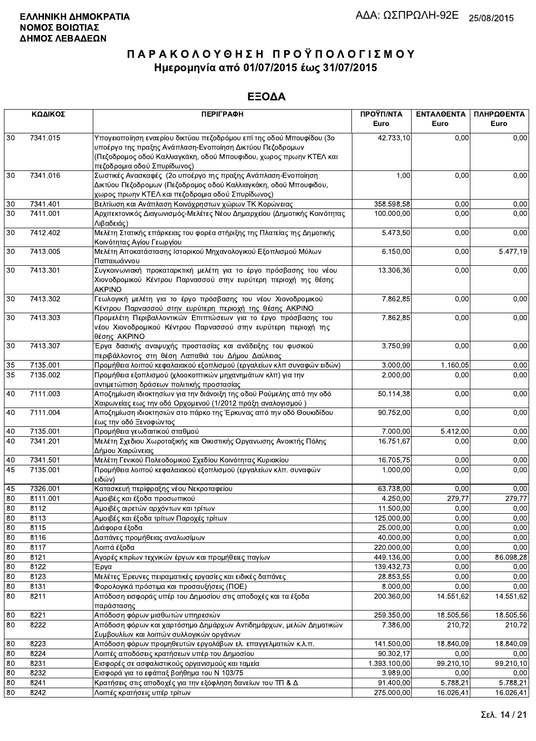**ΕΛΛΗΝΙΚΗ ΔΗΜΟΚΡΑΤΙΑ**
**ΝΟΜΟΣ ΒΟΙΩΤΙΑΣ**
**ΔΗΜΟΣ ΛΕΒΑΔΕΩΝ**

ΑΔΑ: ΩΣΠΡΩΛΗ-92Ε 25/08/2015

# Π Α Ρ Α Κ Ο Λ Ο Υ Θ Η Σ Η  Π Ρ Ο Ϋ Π Ο Λ Ο Γ Ι Σ Μ Ο Υ
## Ημερομηνία από 01/07/2015 έως 31/07/2015

## ΕΞΟΔΑ

| ΚΩΔΙΚΟΣ | | ΠΕΡΙΓΡΑΦΗ | ΠΡΟΫΠ/ΝΤΑ Euro | ΕΝΤΑΛΘΕΝΤΑ Euro | ΠΛΗΡΩΘΕΝΤΑ Euro |
|---|---|---|---|---|---|
| 30 | 7341.015 | Υπογειοποίηση εναερίου δικτύου πεζοδρόμου επί της οδού Μπουφίδου (3ο υποέργο της πραξης Ανάπλαση-Ενοποίηση Δικτύου Πεζοδρομων (Πεζοδρομος οδού Καλλιαγκάκη, οδού Μπουφιδου, χωρος πρωην ΚΤΕΛ και πεζοδρομια οδού Σπυρίδωνος) | 42.733,10 | 0,00 | 0,00 |
| 30 | 7341.016 | Σωστικές Ανασκαφές (2ο υποέργο της πραξης Ανάπλαση-Ενοποίηση Δικτύου Πεζοδρομων (Πεζοδρομος οδού Καλλιαγκάκη, οδού Μπουφιδου, χωρος πρωην ΚΤΕΛ και πεζοδρομια οδού Σπυρίδωνος) | 1,00 | 0,00 | 0,00 |
| 30 | 7341.401 | Βελτίωση και Ανάπλαση Κοινόχρηστων χώρων ΤΚ Κορώνειας | 358.598,58 | 0,00 | 0,00 |
| 30 | 7411.001 | Αρχιτεκτονικός Διαγωνισμός-Μελέτες Νέου Δημαρχείου (Δημοτικής Κοινότητας Λιβαδειάς) | 100.000,00 | 0,00 | 0,00 |
| 30 | 7412.402 | Μελέτη Στατικής επάρκειας του φορέα στήριξης της Πλατείας της Δημοτικής Κοινότητας Αγίου Γεωργίου | 5.473,50 | 0,00 | 0,00 |
| 30 | 7413.005 | Μελέτη Αποκατάστασης Ιστορικού Μηχανολογικού Εξοπλισμού Μύλων Παπαιωάννου | 6.150,00 | 0,00 | 5.477,19 |
| 30 | 7413.301 | Συγκοινωνιακή προκαταρκτική μελέτη για το έργο πρόσβασης του νέου Χιονοδρομικού Κέντρου Παρνασσού στην ευρύτερη περιοχή της θέσης ΑΚΡΙΝΟ | 13.306,36 | 0,00 | 0,00 |
| 30 | 7413.302 | Γεωλογική μελέτη για το έργο πρόσβασης του νέου Χιονοδρομικού Κέντρου Παρνασσού στην ευρύτερη περιοχή της θέσης ΑΚΡΙΝΟ | 7.862,85 | 0,00 | 0,00 |
| 30 | 7413.303 | Προμελέτη Περιβαλλοντικών Επιπτώσεων για το έργο πρόσβασης του νέου Χιονοδρομικού Κέντρου Παρνασσού στην ευρύτερη περιοχή της θέσης ΑΚΡΙΝΟ | 7.862,85 | 0,00 | 0,00 |
| 30 | 7413.307 | Έργα δασικής αναψυχής προστασίας και ανάδειξης του φυσικού περιβάλλοντος στη θέση Λαπαθιά του Δήμου Δαύλειας | 3.750,99 | 0,00 | 0,00 |
| 35 | 7135.001 | Προμήθεια λοιπού κεφαλαιακού εξοπλισμού (εργαλείων κλπ συναφών ειδών) | 3.000,00 | 1.160,05 | 0,00 |
| 35 | 7135.002 | Προμήθεια εξοπλισμού (χλοοκοπτικών μηχανημάτων κλπ) για την αντιμετώπιση δράσεων πολιτικής προστασίας | 2.000,00 | 0,00 | 0,00 |
| 40 | 7111.003 | Αποζημίωση ιδιοκτησίων για την διάνοιξη της οδού Ρούμελης από την οδό Χαιρωνείας εως την οδό Ορχομενού (1/2012 πράξη αναλογισμού ) | 50.114,38 | 0,00 | 0,00 |
| 40 | 7111.004 | Αποζημίωση ιδιοκτησιών στο πάρκο της Έρκυνας από την οδό Θουκιδίδου έως την οδό Ξενοφώντος | 90.752,00 | 0,00 | 0,00 |
| 40 | 7135.001 | Προμήθεια γεωδαιτικού σταθμού | 7.000,00 | 5.412,00 | 0,00 |
| 40 | 7341.201 | Μελέτη Σχεδιου Χωροταξικής και Οικιστικής Οργανωσης Ανοικτής Πόλης Δήμου Χαιρώνειας | 16.751,67 | 0,00 | 0,00 |
| 40 | 7341.501 | Μελέτη Γενικού Πολεοδομικού Σχεδίου Κοινότητας Κυριακίου | 16.705,75 | 0,00 | 0,00 |
| 45 | 7135.001 | Προμήθεια λοιπού κεφαλαιακού εξοπλισμού (εργαλείων κλπ. συναφών ειδών) | 1.000,00 | 0,00 | 0,00 |
| 45 | 7326.001 | Κατασκευή περίφραξης νέου Νεκροταφείου | 63.738,00 | 0,00 | 0,00 |
| 80 | 8111.001 | Αμοιβές και έξοδα προσωπικού | 4.250,00 | 279,77 | 279,77 |
| 80 | 8112 | Αμοιβές αιρετών αρχόντων και τρίτων | 11.500,00 | 0,00 | 0,00 |
| 80 | 8113 | Αμοιβές και έξοδα τρίτων Παροχές τρίτων | 125.000,00 | 0,00 | 0,00 |
| 80 | 8115 | Διάφορα έξοδα | 25.000,00 | 0,00 | 0,00 |
| 80 | 8116 | Δαπάνες προμήθειας αναλωσίμων | 40.000,00 | 0,00 | 0,00 |
| 80 | 8117 | Λοιπά έξοδα | 220.000,00 | 0,00 | 0,00 |
| 80 | 8121 | Αγορές κτιρίων τεχνικών έργων και προμήθειες παγίων | 449.136,00 | 0,00 | 86.098,28 |
| 80 | 8122 | Έργα | 139.432,73 | 0,00 | 0,00 |
| 80 | 8123 | Μελέτες Έρευνες πειραματικές εργασίες και ειδικές δαπάνες | 28.853,55 | 0,00 | 0,00 |
| 80 | 8131 | Φορολογικά πρόστιμα και προσαυξήσεις (ΠΟΕ) | 8.000,00 | 0,00 | 0,00 |
| 80 | 8211 | Απόδοση εισφοράς υπέρ του Δημοσίου στις αποδοχές και τα έξοδα παράστασης | 200.360,00 | 14.551,62 | 14.551,62 |
| 80 | 8221 | Απόδοση φόρων μισθωτών υπηρεσιών | 259.350,00 | 18.505,56 | 18.505,56 |
| 80 | 8222 | Απόδοση φόρων και χαρτόσημο Δημάρχων Αντιδημάρχων, μελών Δημοτικών Συμβουλίων και λοιπών συλλογικών οργάνων | 7.386,00 | 210,72 | 210,72 |
| 80 | 8223 | Απόδοση φόρων προμηθευτών εργολάβων ελ. επαγγελματιών κ.λ.π. | 141.500,00 | 18.840,09 | 18.840,09 |
| 80 | 8224 | Λοιπές αποδόσεις κρατήσεων υπέρ του Δημοσίου | 90.302,17 | 0,00 | 0,00 |
| 80 | 8231 | Εισφορές σε ασφαλιστικούς οργανισμούς και ταμεία | 1.393.100,00 | 99.210,10 | 99.210,10 |
| 80 | 8232 | Εισφορά για το εφάπαξ βοήθημα του Ν 103/75 | 3.989,00 | 0,00 | 0,00 |
| 80 | 8241 | Κρατήσεις στις αποδοχές για την εξόφληση δανείων του ΤΠ & Δ | 91.400,00 | 5.788,21 | 5.788,21 |
| 80 | 8242 | Λοιπές κρατήσεις υπέρ τρίτων | 275.000,00 | 16.026,41 | 16.026,41 |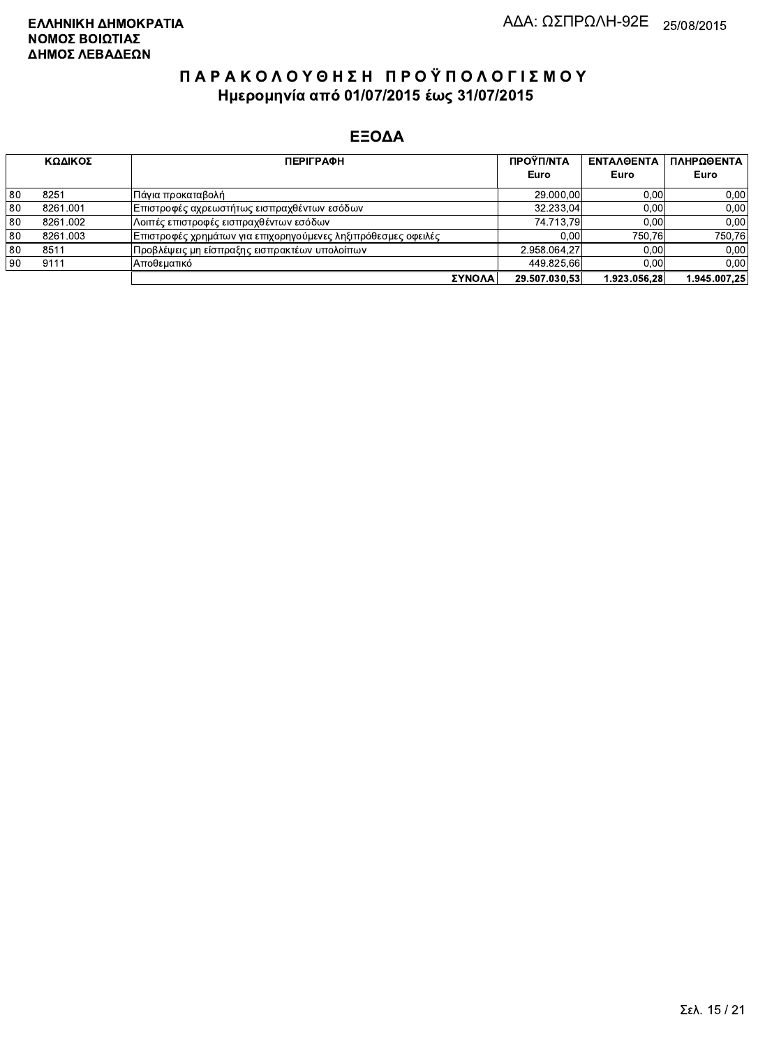ΕΛΛΗΝΙΚΗ ΔΗΜΟΚΡΑΤΙΑ
ΝΟΜΟΣ ΒΟΙΩΤΙΑΣ
ΔΗΜΟΣ ΛΕΒΑΔΕΩΝ

ΑΔΑ: ΩΣΠΡΩΛΗ-92Ε 25/08/2015

# ΠΑΡΑΚΟΛΟΥΘΗΣΗ ΠΡΟΫΠΟΛΟΓΙΣΜΟΥ
## Ημερομηνία από 01/07/2015 έως 31/07/2015

## ΕΞΟΔΑ

| ΚΩΔΙΚΟΣ | | ΠΕΡΙΓΡΑΦΗ | ΠΡΟΫΠ/ΝΤΑ Euro | ΕΝΤΑΛΘΕΝΤΑ Euro | ΠΛΗΡΩΘΕΝΤΑ Euro |
|---|---|---|---|---|---|
| 80 | 8251 | Πάγια προκαταβολή | 29.000,00 | 0,00 | 0,00 |
| 80 | 8261.001 | Επιστροφές αχρεωστήτως εισπραχθέντων εσόδων | 32.233,04 | 0,00 | 0,00 |
| 80 | 8261.002 | Λοιπές επιστροφές εισπραχθέντων εσόδων | 74.713,79 | 0,00 | 0,00 |
| 80 | 8261.003 | Επιστροφές χρημάτων για επιχορηγούμενες ληξιπρόθεσμες οφειλές | 0,00 | 750,76 | 750,76 |
| 80 | 8511 | Προβλέψεις μη είσπραξης εισπρακτέων υπολοίπων | 2.958.064,27 | 0,00 | 0,00 |
| 90 | 9111 | Αποθεματικό | 449.825,66 | 0,00 | 0,00 |
| | | **ΣΥΝΟΛΑ** | **29.507.030,53** | **1.923.056,28** | **1.945.007,25** |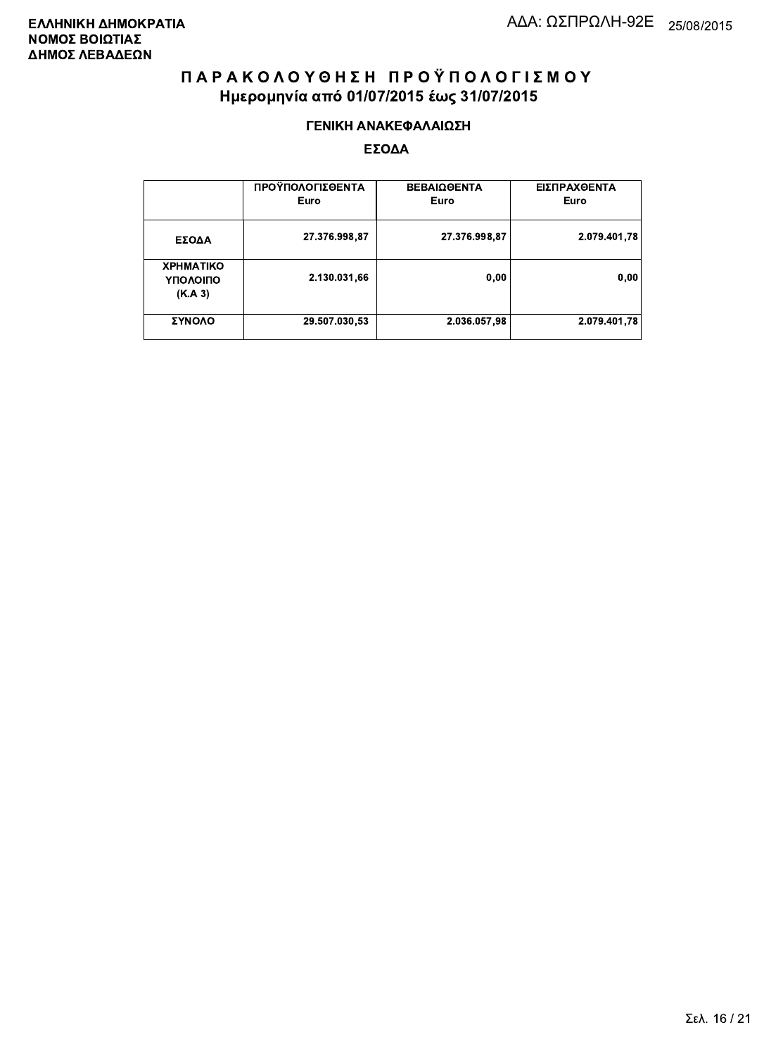**ΕΛΛΗΝΙΚΗ ΔΗΜΟΚΡΑΤΙΑ**
**ΝΟΜΟΣ ΒΟΙΩΤΙΑΣ**
**ΔΗΜΟΣ ΛΕΒΑΔΕΩΝ**

ΑΔΑ: ΩΣΠΡΩΛΗ-92Ε 25/08/2015

# Π Α Ρ Α Κ Ο Λ Ο Υ Θ Η Σ Η   Π Ρ Ο Ϋ Π Ο Λ Ο Γ Ι Σ Μ Ο Υ

## Ημερομηνία από 01/07/2015 έως 31/07/2015

### ΓΕΝΙΚΗ ΑΝΑΚΕΦΑΛΑΙΩΣΗ

### ΕΣΟΔΑ

| | ΠΡΟΫΠΟΛΟΓΙΣΘΕΝΤΑ Euro | ΒΕΒΑΙΩΘΕΝΤΑ Euro | ΕΙΣΠΡΑΧΘΕΝΤΑ Euro |
|---|---|---|---|
| **ΕΣΟΔΑ** | 27.376.998,87 | 27.376.998,87 | 2.079.401,78 |
| **ΧΡΗΜΑΤΙΚΟ ΥΠΟΛΟΙΠΟ (Κ.Α 3)** | 2.130.031,66 | 0,00 | 0,00 |
| **ΣΥΝΟΛΟ** | 29.507.030,53 | 2.036.057,98 | 2.079.401,78 |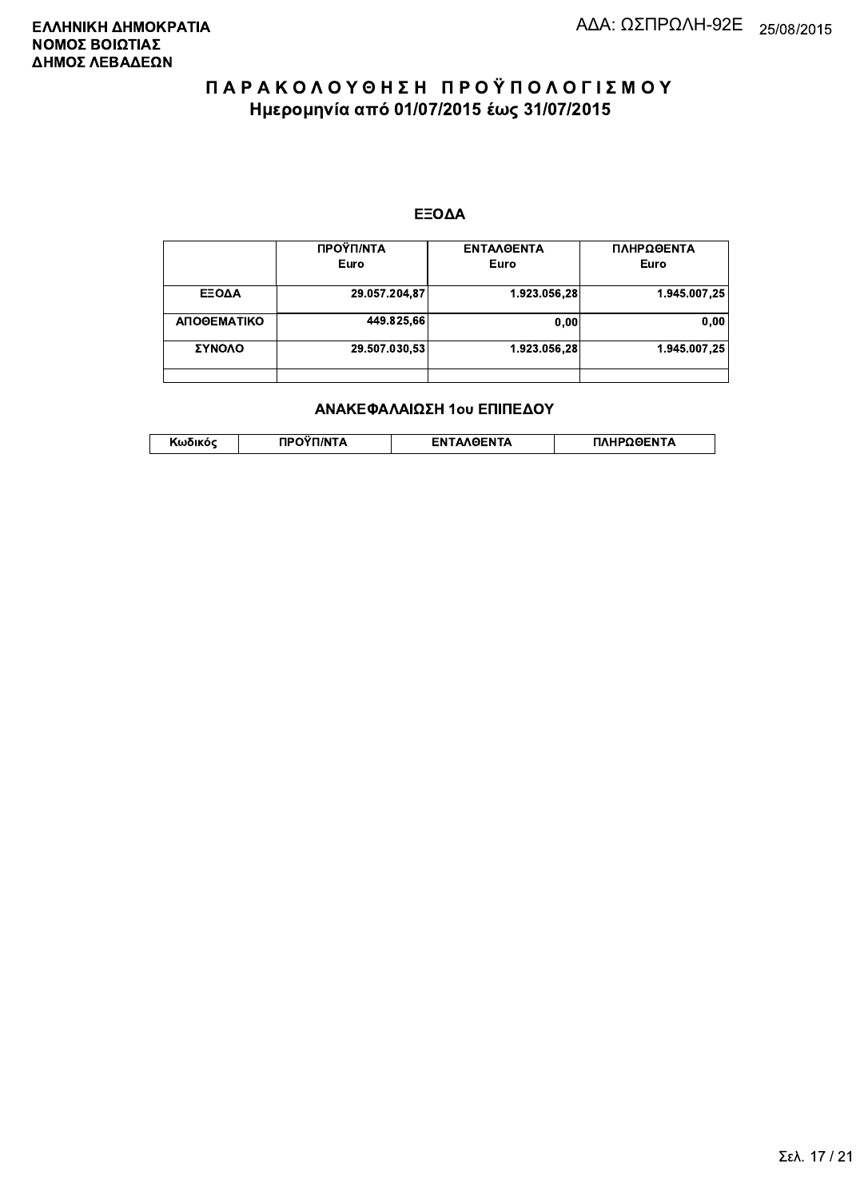**ΕΛΛΗΝΙΚΗ ΔΗΜΟΚΡΑΤΙΑ**
**ΝΟΜΟΣ ΒΟΙΩΤΙΑΣ**
**ΔΗΜΟΣ ΛΕΒΑΔΕΩΝ**

ΑΔΑ: ΩΣΠΡΩΛΗ-92Ε 25/08/2015

# ΠΑΡΑΚΟΛΟΥΘΗΣΗ ΠΡΟΫΠΟΛΟΓΙΣΜΟΥ

## Ημερομηνία από 01/07/2015 έως 31/07/2015

### ΕΞΟΔΑ

| | ΠΡΟΫΠ/ΝΤΑ Euro | ΕΝΤΑΛΘΕΝΤΑ Euro | ΠΛΗΡΩΘΕΝΤΑ Euro |
|---|---|---|---|
| ΕΞΟΔΑ | 29.057.204,87 | 1.923.056,28 | 1.945.007,25 |
| ΑΠΟΘΕΜΑΤΙΚΟ | 449.825,66 | 0,00 | 0,00 |
| ΣΥΝΟΛΟ | 29.507.030,53 | 1.923.056,28 | 1.945.007,25 |
| | | | |

### ΑΝΑΚΕΦΑΛΑΙΩΣΗ 1ου ΕΠΙΠΕΔΟΥ

| Κωδικός | ΠΡΟΫΠ/ΝΤΑ | ΕΝΤΑΛΘΕΝΤΑ | ΠΛΗΡΩΘΕΝΤΑ |
|---|---|---|---|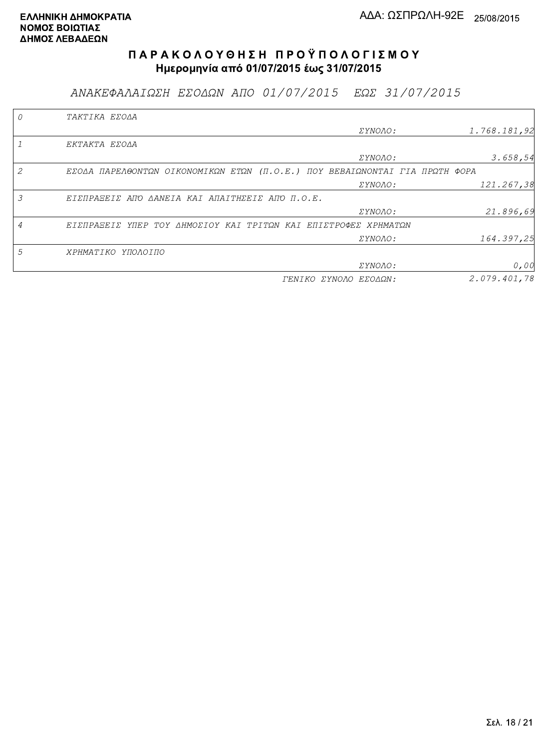**ΕΛΛΗΝΙΚΗ ΔΗΜΟΚΡΑΤΙΑ**
**ΝΟΜΟΣ ΒΟΙΩΤΙΑΣ**
**ΔΗΜΟΣ ΛΕΒΑΔΕΩΝ**

ΑΔΑ: ΩΣΠΡΩΛΗ-92Ε 25/08/2015

# ΠΑΡΑΚΟΛΟΥΘΗΣΗ ΠΡΟΫΠΟΛΟΓΙΣΜΟΥ

**Ημερομηνία από 01/07/2015 έως 31/07/2015**

## *ΑΝΑΚΕΦΑΛΑΙΩΣΗ ΕΣΟΔΩΝ ΑΠΟ 01/07/2015 ΕΩΣ 31/07/2015*

| | | | |
|---|---|---|---|
| 0 | ΤΑΚΤΙΚΑ ΕΣΟΔΑ | | |
| | | ΣΥΝΟΛΟ: | 1.768.181,92 |
| 1 | ΕΚΤΑΚΤΑ ΕΣΟΔΑ | | |
| | | ΣΥΝΟΛΟ: | 3.658,54 |
| 2 | ΕΣΟΔΑ ΠΑΡΕΛΘΟΝΤΩΝ ΟΙΚΟΝΟΜΙΚΩΝ ΕΤΩΝ (Π.Ο.Ε.) ΠΟΥ ΒΕΒΑΙΩΝΟΝΤΑΙ ΓΙΑ ΠΡΩΤΗ ΦΟΡΑ | | |
| | | ΣΥΝΟΛΟ: | 121.267,38 |
| 3 | ΕΙΣΠΡΑΞΕΙΣ ΑΠΌ ΔΑΝΕΙΑ ΚΑΙ ΑΠΑΙΤΗΣΕΙΣ ΑΠΌ Π.Ο.Ε. | | |
| | | ΣΥΝΟΛΟ: | 21.896,69 |
| 4 | ΕΙΣΠΡΑΞΕΙΣ ΥΠΕΡ ΤΟΥ ΔΗΜΟΣΙΟΥ ΚΑΙ ΤΡΙΤΩΝ ΚΑΙ ΕΠΙΣΤΡΟΦΕΣ ΧΡΗΜΑΤΩΝ | | |
| | | ΣΥΝΟΛΟ: | 164.397,25 |
| 5 | ΧΡΗΜΑΤΙΚΟ ΥΠΟΛΟΙΠΟ | | |
| | | ΣΥΝΟΛΟ: | 0,00 |
| | | ΓΕΝΙΚΟ ΣΥΝΟΛΟ ΕΣΟΔΩΝ: | 2.079.401,78 |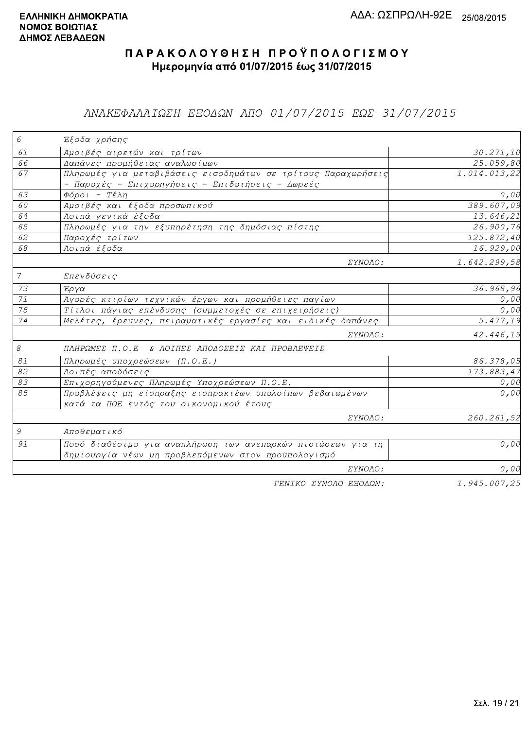**ΕΛΛΗΝΙΚΗ ΔΗΜΟΚΡΑΤΙΑ**
**ΝΟΜΟΣ ΒΟΙΩΤΙΑΣ**
**ΔΗΜΟΣ ΛΕΒΑΔΕΩΝ**

ΑΔΑ: ΩΣΠΡΩΛΗ-92Ε 25/08/2015

# ΠΑΡΑΚΟΛΟΥΘΗΣΗ ΠΡΟΫΠΟΛΟΓΙΣΜΟΥ

**Ημερομηνία από 01/07/2015 έως 31/07/2015**

## *ΑΝΑΚΕΦΑΛΑΙΩΣΗ ΕΞΟΔΩΝ ΑΠΟ 01/07/2015 ΕΩΣ 31/07/2015*

| | | |
|---|---|---|
| 6 | Έξοδα χρήσης | |
| 61 | Αμοιβές αιρετών και τρίτων | 30.271,10 |
| 66 | Δαπάνες προμήθειας αναλωσίμων | 25.059,80 |
| 67 | Πληρωμές για μεταβιβάσεις εισοδημάτων σε τρίτους Παραχωρήσεις - Παροχές - Επιχορηγήσεις - Επιδοτήσεις - Δωρεές | 1.014.013,22 |
| 63 | Φόροι - Τέλη | 0,00 |
| 60 | Αμοιβές και έξοδα προσωπικού | 389.607,09 |
| 64 | Λοιπά γενικά έξοδα | 13.646,21 |
| 65 | Πληρωμές για την εξυπηρέτηση της δημόσιας πίστης | 26.900,76 |
| 62 | Παροχές τρίτων | 125.872,40 |
| 68 | Λοιπά έξοδα | 16.929,00 |
| | ΣΥΝΟΛΟ: | 1.642.299,58 |
| 7 | Επενδύσεις | |
| 73 | Έργα | 36.968,96 |
| 71 | Αγορές κτιρίων τεχνικών έργων και προμήθειες παγίων | 0,00 |
| 75 | Τίτλοι πάγιας επένδυσης (συμμετοχές σε επιχειρήσεις) | 0,00 |
| 74 | Μελέτες, έρευνες, πειραματικές εργασίες και ειδικές δαπάνες | 5.477,19 |
| | ΣΥΝΟΛΟ: | 42.446,15 |
| 8 | ΠΛΗΡΩΜΕΣ Π.Ο.Ε & ΛΟΙΠΕΣ ΑΠΟΔΟΣΕΙΣ ΚΑΙ ΠΡΟΒΛΕΨΕΙΣ | |
| 81 | Πληρωμές υποχρεώσεων (Π.Ο.Ε.) | 86.378,05 |
| 82 | Λοιπές αποδόσεις | 173.883,47 |
| 83 | Επιχορηγούμενες Πληρωμές Υποχρεώσεων Π.Ο.Ε. | 0,00 |
| 85 | Προβλέψεις μη είσπραξης εισπρακτέων υπολοίπων βεβαιωμένων κατά τα ΠΟΕ εντός του οικονομικού έτους | 0,00 |
| | ΣΥΝΟΛΟ: | 260.261,52 |
| 9 | Αποθεματικό | |
| 91 | Ποσό διαθέσιμο για αναπλήρωση των ανεπαρκών πιστώσεων για τη δημιουργία νέων μη προβλεπόμενων στον προϋπολογισμό | 0,00 |
| | ΣΥΝΟΛΟ: | 0,00 |
| | ΓΕΝΙΚΟ ΣΥΝΟΛΟ ΕΞΟΔΩΝ: | 1.945.007,25 |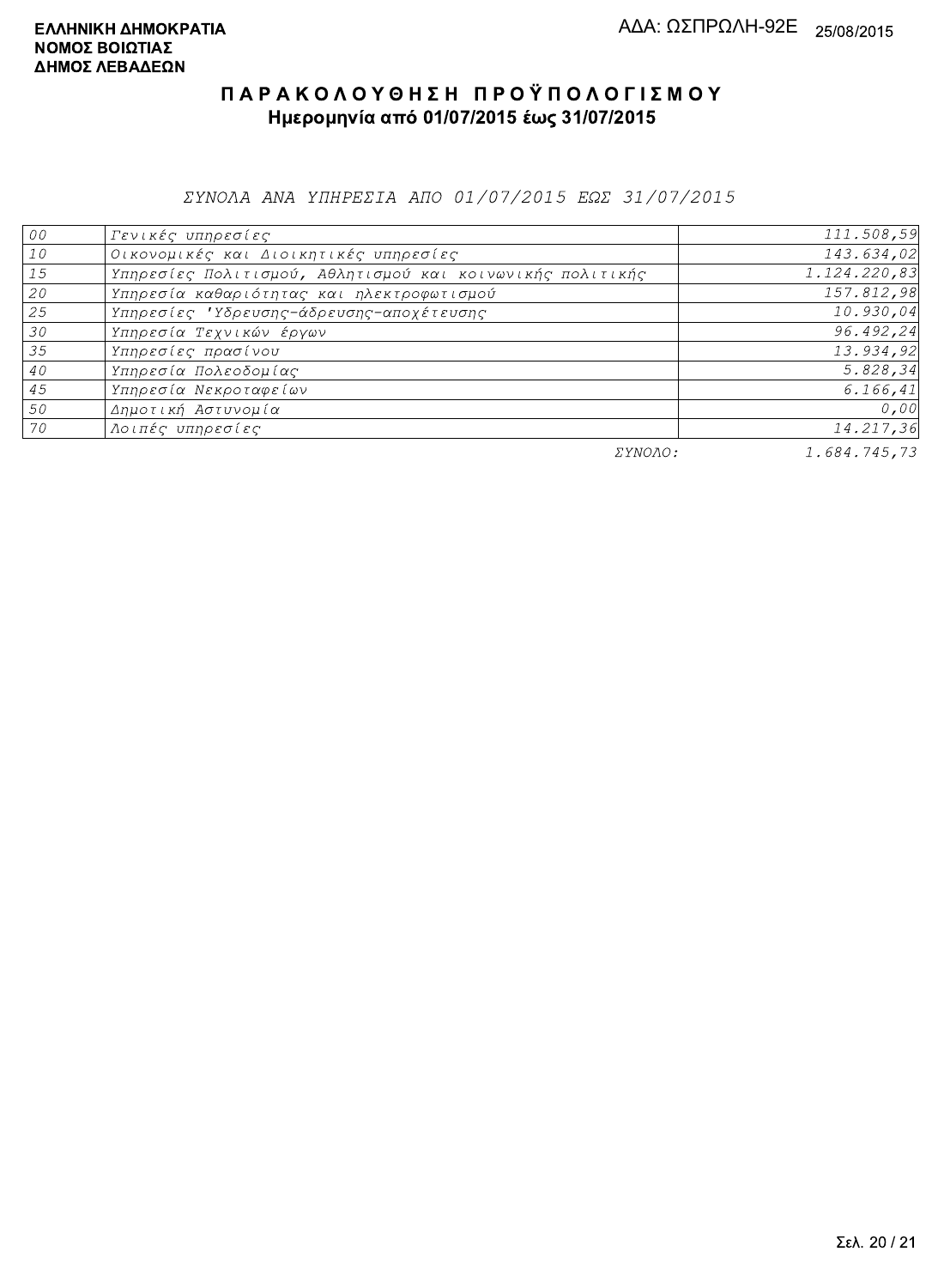**ΕΛΛΗΝΙΚΗ ΔΗΜΟΚΡΑΤΙΑ**
**ΝΟΜΟΣ ΒΟΙΩΤΙΑΣ**
**ΔΗΜΟΣ ΛΕΒΑΔΕΩΝ**

ΑΔΑ: ΩΣΠΡΩΛΗ-92Ε 25/08/2015

# ΠΑΡΑΚΟΛΟΥΘΗΣΗ ΠΡΟΫΠΟΛΟΓΙΣΜΟΥ

**Ημερομηνία από 01/07/2015 έως 31/07/2015**

*ΣΥΝΟΛΑ ΑΝΑ ΥΠΗΡΕΣΙΑ ΑΠΟ 01/07/2015 ΕΩΣ 31/07/2015*

| | | |
|---|---|---|
| 00 | Γενικές υπηρεσίες | 111.508,59 |
| 10 | Οικονομικές και Διοικητικές υπηρεσίες | 143.634,02 |
| 15 | Υπηρεσίες Πολιτισμού, Αθλητισμού και κοινωνικής πολιτικής | 1.124.220,83 |
| 20 | Υπηρεσία καθαριότητας και ηλεκτροφωτισμού | 157.812,98 |
| 25 | Υπηρεσίες 'Υδρευσης-άδρευσης-αποχέτευσης | 10.930,04 |
| 30 | Υπηρεσία Τεχνικών έργων | 96.492,24 |
| 35 | Υπηρεσίες πρασίνου | 13.934,92 |
| 40 | Υπηρεσία Πολεοδομίας | 5.828,34 |
| 45 | Υπηρεσία Νεκροταφείων | 6.166,41 |
| 50 | Δημοτική Αστυνομία | 0,00 |
| 70 | Λοιπές υπηρεσίες | 14.217,36 |
| | ΣΥΝΟΛΟ: | 1.684.745,73 |